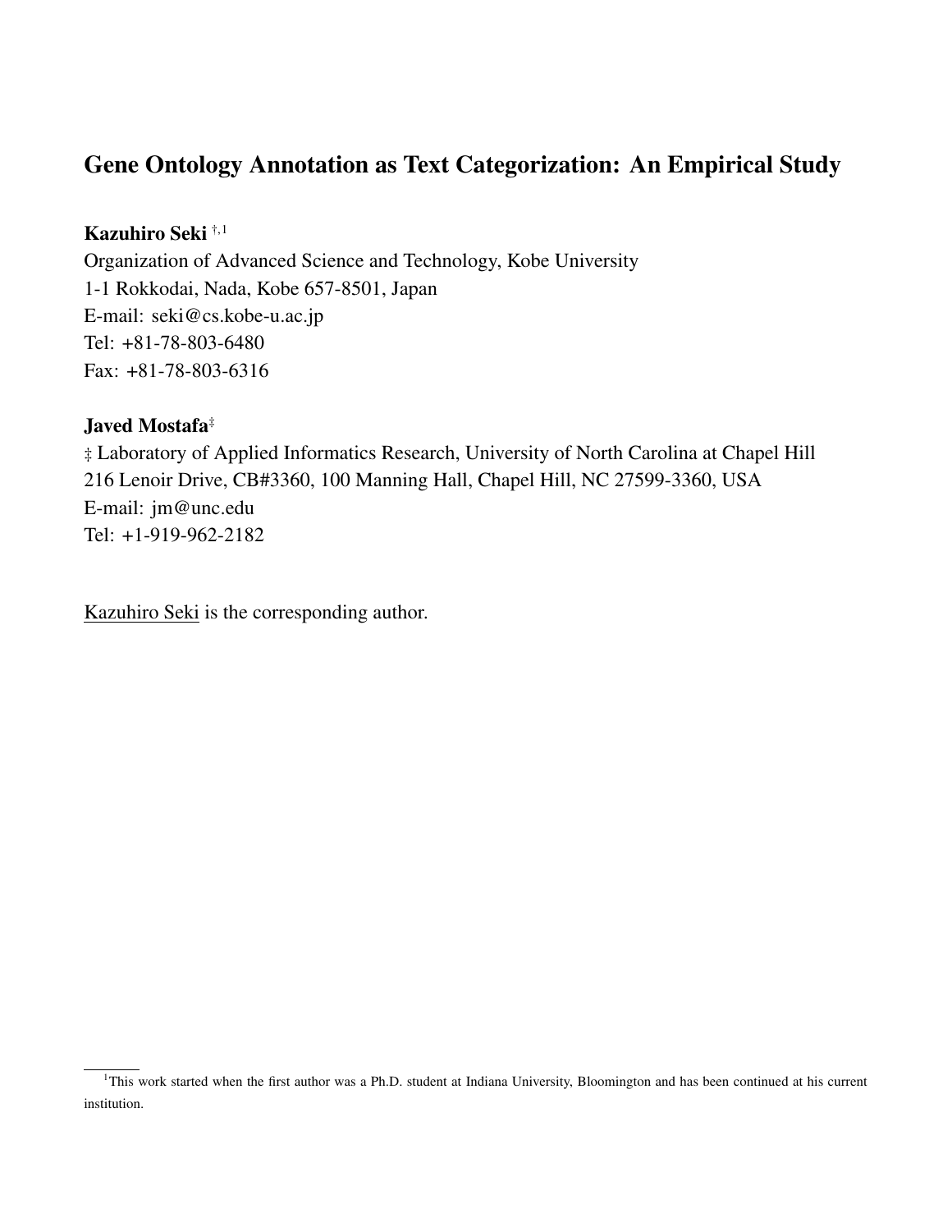# Gene Ontology Annotation as Text Categorization: An Empirical Study

**Kazuhiro Seki** [†,1]

Organization of Advanced Science and Technology, Kobe University
1-1 Rokkodai, Nada, Kobe 657-8501, Japan
E-mail: seki@cs.kobe-u.ac.jp
Tel: +81-78-803-6480
Fax: +81-78-803-6316

**Javed Mostafa**[‡]

‡ Laboratory of Applied Informatics Research, University of North Carolina at Chapel Hill
216 Lenoir Drive, CB#3360, 100 Manning Hall, Chapel Hill, NC 27599-3360, USA
E-mail: jm@unc.edu
Tel: +1-919-962-2182

Kazuhiro Seki is the corresponding author.

[1]This work started when the first author was a Ph.D. student at Indiana University, Bloomington and has been continued at his current institution.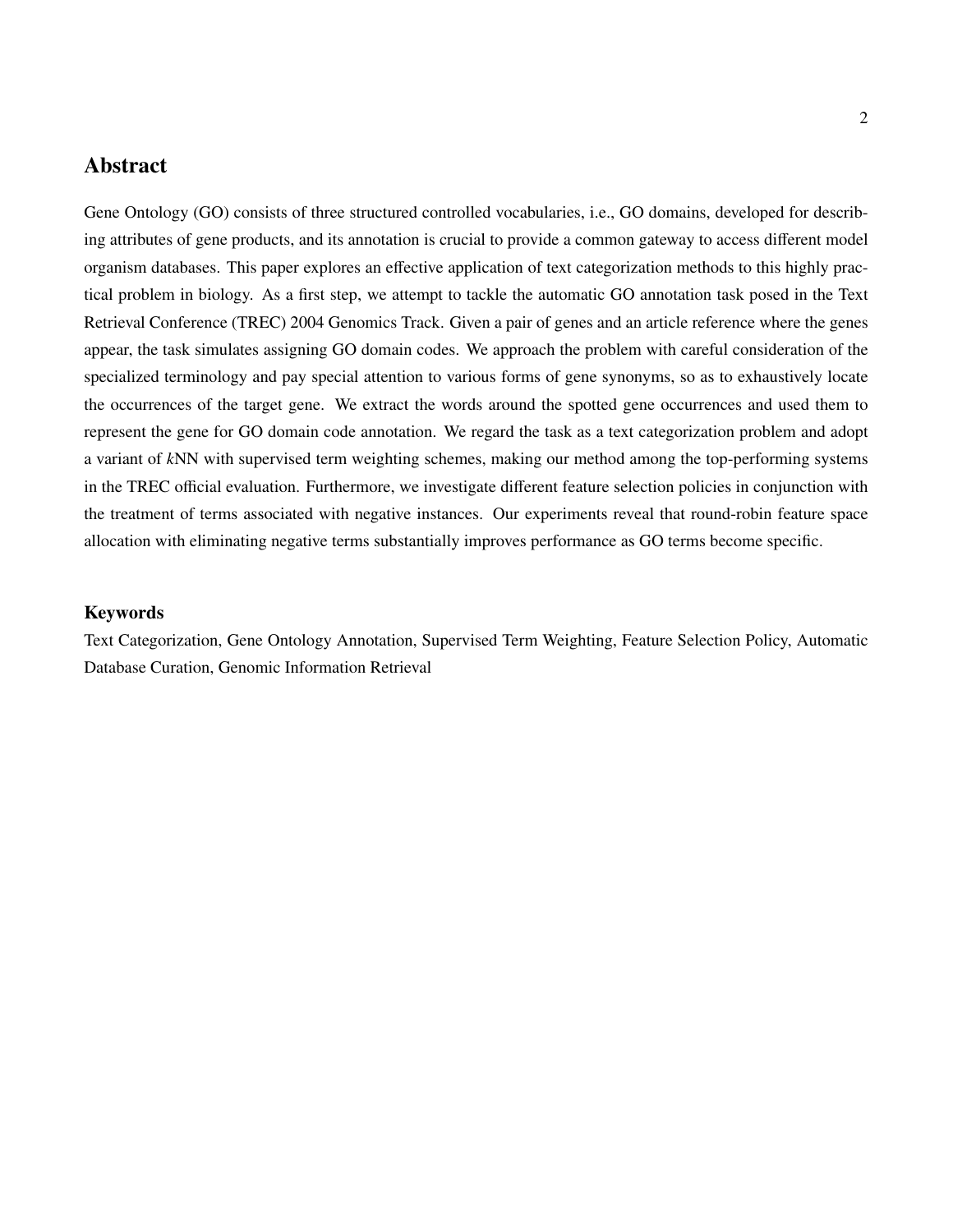## Abstract

Gene Ontology (GO) consists of three structured controlled vocabularies, i.e., GO domains, developed for describing attributes of gene products, and its annotation is crucial to provide a common gateway to access different model organism databases. This paper explores an effective application of text categorization methods to this highly practical problem in biology. As a first step, we attempt to tackle the automatic GO annotation task posed in the Text Retrieval Conference (TREC) 2004 Genomics Track. Given a pair of genes and an article reference where the genes appear, the task simulates assigning GO domain codes. We approach the problem with careful consideration of the specialized terminology and pay special attention to various forms of gene synonyms, so as to exhaustively locate the occurrences of the target gene. We extract the words around the spotted gene occurrences and used them to represent the gene for GO domain code annotation. We regard the task as a text categorization problem and adopt a variant of *k*NN with supervised term weighting schemes, making our method among the top-performing systems in the TREC official evaluation. Furthermore, we investigate different feature selection policies in conjunction with the treatment of terms associated with negative instances. Our experiments reveal that round-robin feature space allocation with eliminating negative terms substantially improves performance as GO terms become specific.

### Keywords

Text Categorization, Gene Ontology Annotation, Supervised Term Weighting, Feature Selection Policy, Automatic Database Curation, Genomic Information Retrieval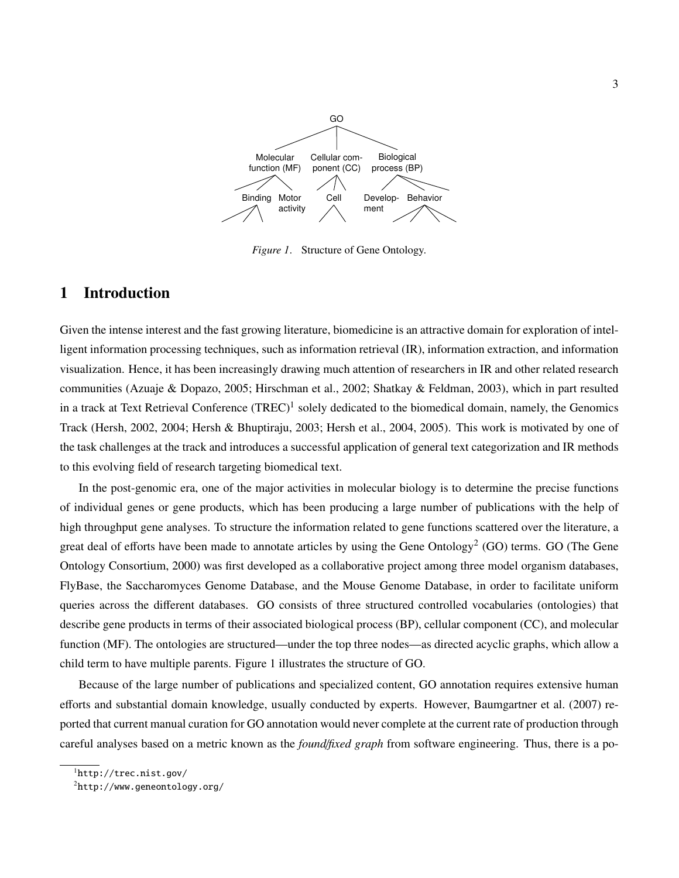GO

Molecular function (MF) | Cellular component (CC) | Biological process (BP)

Binding | Motor activity | Cell | Development | Behavior

*Figure 1*. Structure of Gene Ontology.

# 1 Introduction

Given the intense interest and the fast growing literature, biomedicine is an attractive domain for exploration of intelligent information processing techniques, such as information retrieval (IR), information extraction, and information visualization. Hence, it has been increasingly drawing much attention of researchers in IR and other related research communities (Azuaje & Dopazo, 2005; Hirschman et al., 2002; Shatkay & Feldman, 2003), which in part resulted in a track at Text Retrieval Conference (TREC)[1] solely dedicated to the biomedical domain, namely, the Genomics Track (Hersh, 2002, 2004; Hersh & Bhuptiraju, 2003; Hersh et al., 2004, 2005). This work is motivated by one of the task challenges at the track and introduces a successful application of general text categorization and IR methods to this evolving field of research targeting biomedical text.

In the post-genomic era, one of the major activities in molecular biology is to determine the precise functions of individual genes or gene products, which has been producing a large number of publications with the help of high throughput gene analyses. To structure the information related to gene functions scattered over the literature, a great deal of efforts have been made to annotate articles by using the Gene Ontology[2] (GO) terms. GO (The Gene Ontology Consortium, 2000) was first developed as a collaborative project among three model organism databases, FlyBase, the Saccharomyces Genome Database, and the Mouse Genome Database, in order to facilitate uniform queries across the different databases. GO consists of three structured controlled vocabularies (ontologies) that describe gene products in terms of their associated biological process (BP), cellular component (CC), and molecular function (MF). The ontologies are structured—under the top three nodes—as directed acyclic graphs, which allow a child term to have multiple parents. Figure 1 illustrates the structure of GO.

Because of the large number of publications and specialized content, GO annotation requires extensive human efforts and substantial domain knowledge, usually conducted by experts. However, Baumgartner et al. (2007) reported that current manual curation for GO annotation would never complete at the current rate of production through careful analyses based on a metric known as the *found/fixed graph* from software engineering. Thus, there is a po-

[1] http://trec.nist.gov/

[2] http://www.geneontology.org/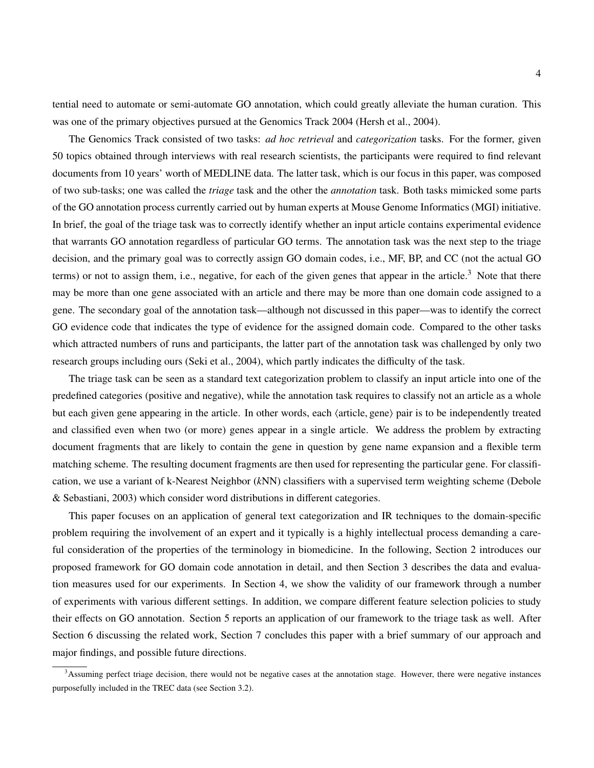tential need to automate or semi-automate GO annotation, which could greatly alleviate the human curation. This was one of the primary objectives pursued at the Genomics Track 2004 (Hersh et al., 2004).

The Genomics Track consisted of two tasks: *ad hoc retrieval* and *categorization* tasks. For the former, given 50 topics obtained through interviews with real research scientists, the participants were required to find relevant documents from 10 years' worth of MEDLINE data. The latter task, which is our focus in this paper, was composed of two sub-tasks; one was called the *triage* task and the other the *annotation* task. Both tasks mimicked some parts of the GO annotation process currently carried out by human experts at Mouse Genome Informatics (MGI) initiative. In brief, the goal of the triage task was to correctly identify whether an input article contains experimental evidence that warrants GO annotation regardless of particular GO terms. The annotation task was the next step to the triage decision, and the primary goal was to correctly assign GO domain codes, i.e., MF, BP, and CC (not the actual GO terms) or not to assign them, i.e., negative, for each of the given genes that appear in the article.[3] Note that there may be more than one gene associated with an article and there may be more than one domain code assigned to a gene. The secondary goal of the annotation task—although not discussed in this paper—was to identify the correct GO evidence code that indicates the type of evidence for the assigned domain code. Compared to the other tasks which attracted numbers of runs and participants, the latter part of the annotation task was challenged by only two research groups including ours (Seki et al., 2004), which partly indicates the difficulty of the task.

The triage task can be seen as a standard text categorization problem to classify an input article into one of the predefined categories (positive and negative), while the annotation task requires to classify not an article as a whole but each given gene appearing in the article. In other words, each ⟨article, gene⟩ pair is to be independently treated and classified even when two (or more) genes appear in a single article. We address the problem by extracting document fragments that are likely to contain the gene in question by gene name expansion and a flexible term matching scheme. The resulting document fragments are then used for representing the particular gene. For classification, we use a variant of k-Nearest Neighbor (*k*NN) classifiers with a supervised term weighting scheme (Debole & Sebastiani, 2003) which consider word distributions in different categories.

This paper focuses on an application of general text categorization and IR techniques to the domain-specific problem requiring the involvement of an expert and it typically is a highly intellectual process demanding a careful consideration of the properties of the terminology in biomedicine. In the following, Section 2 introduces our proposed framework for GO domain code annotation in detail, and then Section 3 describes the data and evaluation measures used for our experiments. In Section 4, we show the validity of our framework through a number of experiments with various different settings. In addition, we compare different feature selection policies to study their effects on GO annotation. Section 5 reports an application of our framework to the triage task as well. After Section 6 discussing the related work, Section 7 concludes this paper with a brief summary of our approach and major findings, and possible future directions.

[3] Assuming perfect triage decision, there would not be negative cases at the annotation stage. However, there were negative instances purposefully included in the TREC data (see Section 3.2).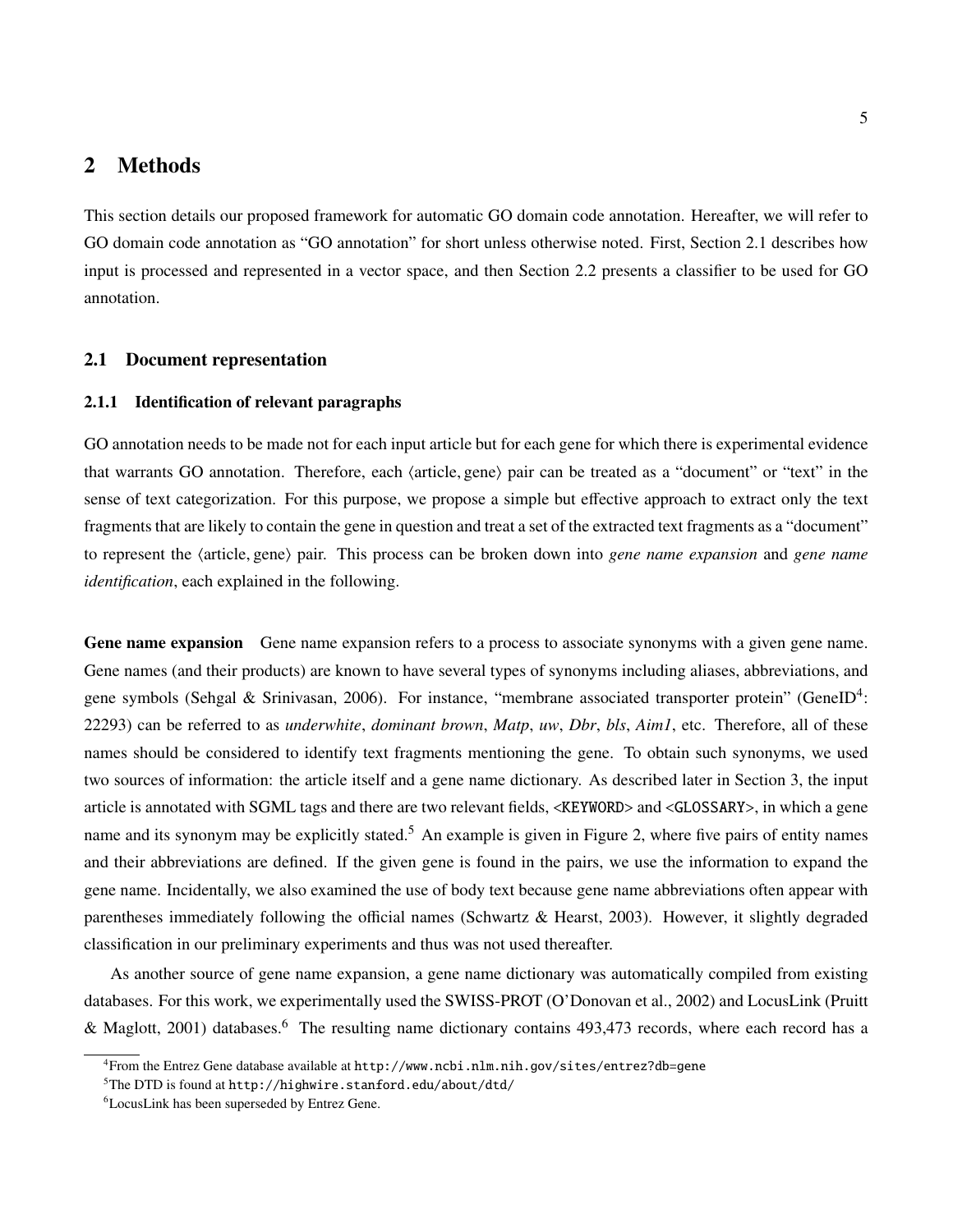# 2 Methods

This section details our proposed framework for automatic GO domain code annotation. Hereafter, we will refer to GO domain code annotation as "GO annotation" for short unless otherwise noted. First, Section 2.1 describes how input is processed and represented in a vector space, and then Section 2.2 presents a classifier to be used for GO annotation.

## 2.1 Document representation

### 2.1.1 Identification of relevant paragraphs

GO annotation needs to be made not for each input article but for each gene for which there is experimental evidence that warrants GO annotation. Therefore, each $\langle$article, gene$\rangle$ pair can be treated as a "document" or "text" in the sense of text categorization. For this purpose, we propose a simple but effective approach to extract only the text fragments that are likely to contain the gene in question and treat a set of the extracted text fragments as a "document" to represent the $\langle$article, gene$\rangle$ pair. This process can be broken down into *gene name expansion* and *gene name identification*, each explained in the following.

**Gene name expansion** Gene name expansion refers to a process to associate synonyms with a given gene name. Gene names (and their products) are known to have several types of synonyms including aliases, abbreviations, and gene symbols (Sehgal & Srinivasan, 2006). For instance, "membrane associated transporter protein" (GeneID[4]: 22293) can be referred to as *underwhite*, *dominant brown*, *Matp*, *uw*, *Dbr*, *bls*, *Aim1*, etc. Therefore, all of these names should be considered to identify text fragments mentioning the gene. To obtain such synonyms, we used two sources of information: the article itself and a gene name dictionary. As described later in Section 3, the input article is annotated with SGML tags and there are two relevant fields, <KEYWORD> and <GLOSSARY>, in which a gene name and its synonym may be explicitly stated.[5] An example is given in Figure 2, where five pairs of entity names and their abbreviations are defined. If the given gene is found in the pairs, we use the information to expand the gene name. Incidentally, we also examined the use of body text because gene name abbreviations often appear with parentheses immediately following the official names (Schwartz & Hearst, 2003). However, it slightly degraded classification in our preliminary experiments and thus was not used thereafter.

As another source of gene name expansion, a gene name dictionary was automatically compiled from existing databases. For this work, we experimentally used the SWISS-PROT (O'Donovan et al., 2002) and LocusLink (Pruitt & Maglott, 2001) databases.[6] The resulting name dictionary contains 493,473 records, where each record has a

---

[4] From the Entrez Gene database available at `http://www.ncbi.nlm.nih.gov/sites/entrez?db=gene`

[5] The DTD is found at `http://highwire.stanford.edu/about/dtd/`

[6] LocusLink has been superseded by Entrez Gene.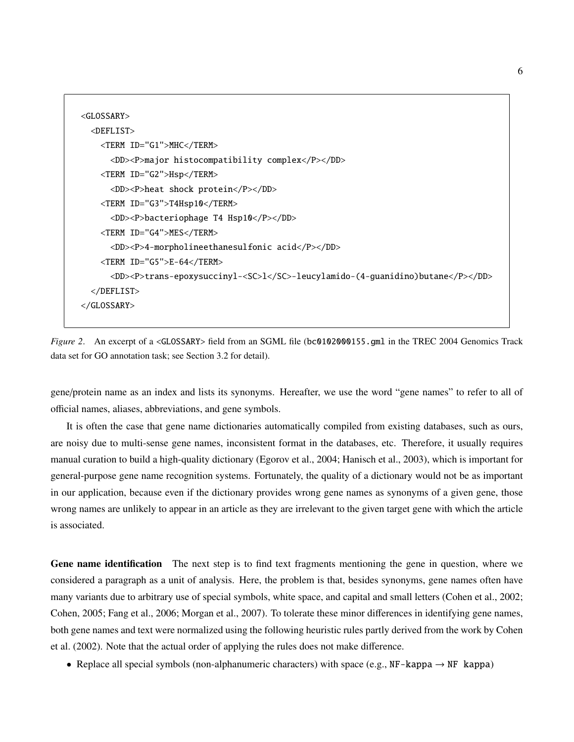```
<GLOSSARY>
  <DEFLIST>
    <TERM ID="G1">MHC</TERM>
      <DD><P>major histocompatibility complex</P></DD>
    <TERM ID="G2">Hsp</TERM>
      <DD><P>heat shock protein</P></DD>
    <TERM ID="G3">T4Hsp10</TERM>
      <DD><P>bacteriophage T4 Hsp10</P></DD>
    <TERM ID="G4">MES</TERM>
      <DD><P>4-morpholineethanesulfonic acid</P></DD>
    <TERM ID="G5">E-64</TERM>
      <DD><P>trans-epoxysuccinyl-<SC>l</SC>-leucylamido-(4-guanidino)butane</P></DD>
  </DEFLIST>
</GLOSSARY>
```

*Figure 2*. An excerpt of a <GLOSSARY> field from an SGML file (`bc0102000155.gml` in the TREC 2004 Genomics Track data set for GO annotation task; see Section 3.2 for detail).

gene/protein name as an index and lists its synonyms. Hereafter, we use the word "gene names" to refer to all of official names, aliases, abbreviations, and gene symbols.

It is often the case that gene name dictionaries automatically compiled from existing databases, such as ours, are noisy due to multi-sense gene names, inconsistent format in the databases, etc. Therefore, it usually requires manual curation to build a high-quality dictionary (Egorov et al., 2004; Hanisch et al., 2003), which is important for general-purpose gene name recognition systems. Fortunately, the quality of a dictionary would not be as important in our application, because even if the dictionary provides wrong gene names as synonyms of a given gene, those wrong names are unlikely to appear in an article as they are irrelevant to the given target gene with which the article is associated.

**Gene name identification** The next step is to find text fragments mentioning the gene in question, where we considered a paragraph as a unit of analysis. Here, the problem is that, besides synonyms, gene names often have many variants due to arbitrary use of special symbols, white space, and capital and small letters (Cohen et al., 2002; Cohen, 2005; Fang et al., 2006; Morgan et al., 2007). To tolerate these minor differences in identifying gene names, both gene names and text were normalized using the following heuristic rules partly derived from the work by Cohen et al. (2002). Note that the actual order of applying the rules does not make difference.

- Replace all special symbols (non-alphanumeric characters) with space (e.g., `NF-kappa` → `NF kappa`)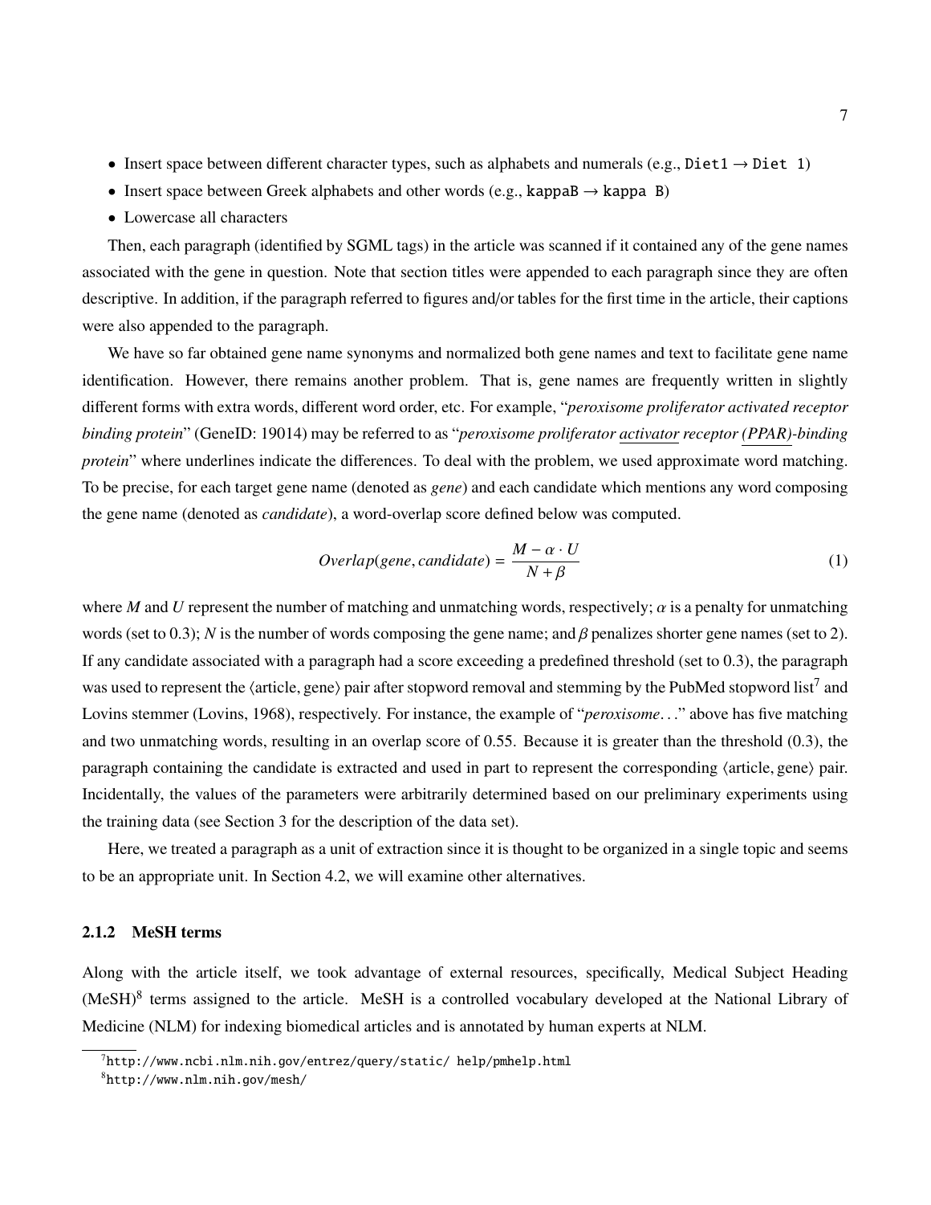- Insert space between different character types, such as alphabets and numerals (e.g., `Diet1` → `Diet 1`)
- Insert space between Greek alphabets and other words (e.g., `kappaB` → `kappa B`)
- Lowercase all characters

Then, each paragraph (identified by SGML tags) in the article was scanned if it contained any of the gene names associated with the gene in question. Note that section titles were appended to each paragraph since they are often descriptive. In addition, if the paragraph referred to figures and/or tables for the first time in the article, their captions were also appended to the paragraph.

We have so far obtained gene name synonyms and normalized both gene names and text to facilitate gene name identification. However, there remains another problem. That is, gene names are frequently written in slightly different forms with extra words, different word order, etc. For example, "*peroxisome proliferator activated receptor binding protein*" (GeneID: 19014) may be referred to as "*peroxisome proliferator <u>activator</u> receptor <u>(PPAR)</u>-binding protein*" where underlines indicate the differences. To deal with the problem, we used approximate word matching. To be precise, for each target gene name (denoted as *gene*) and each candidate which mentions any word composing the gene name (denoted as *candidate*), a word-overlap score defined below was computed.

$$Overlap(gene, candidate) = \frac{M - \alpha \cdot U}{N + \beta} \tag{1}$$

where $M$ and $U$ represent the number of matching and unmatching words, respectively; $\alpha$ is a penalty for unmatching words (set to 0.3); $N$ is the number of words composing the gene name; and $\beta$ penalizes shorter gene names (set to 2). If any candidate associated with a paragraph had a score exceeding a predefined threshold (set to 0.3), the paragraph was used to represent the ⟨article, gene⟩ pair after stopword removal and stemming by the PubMed stopword list[7] and Lovins stemmer (Lovins, 1968), respectively. For instance, the example of "*peroxisome*..." above has five matching and two unmatching words, resulting in an overlap score of 0.55. Because it is greater than the threshold (0.3), the paragraph containing the candidate is extracted and used in part to represent the corresponding ⟨article, gene⟩ pair. Incidentally, the values of the parameters were arbitrarily determined based on our preliminary experiments using the training data (see Section 3 for the description of the data set).

Here, we treated a paragraph as a unit of extraction since it is thought to be organized in a single topic and seems to be an appropriate unit. In Section 4.2, we will examine other alternatives.

### 2.1.2 MeSH terms

Along with the article itself, we took advantage of external resources, specifically, Medical Subject Heading (MeSH)[8] terms assigned to the article. MeSH is a controlled vocabulary developed at the National Library of Medicine (NLM) for indexing biomedical articles and is annotated by human experts at NLM.

---

[7] `http://www.ncbi.nlm.nih.gov/entrez/query/static/ help/pmhelp.html`

[8] `http://www.nlm.nih.gov/mesh/`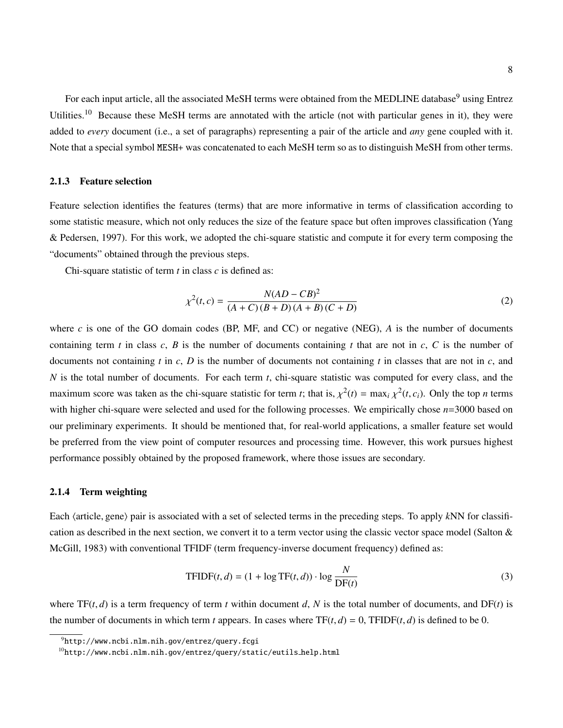For each input article, all the associated MeSH terms were obtained from the MEDLINE database[9] using Entrez Utilities.[10] Because these MeSH terms are annotated with the article (not with particular genes in it), they were added to *every* document (i.e., a set of paragraphs) representing a pair of the article and *any* gene coupled with it. Note that a special symbol `MESH+` was concatenated to each MeSH term so as to distinguish MeSH from other terms.

### 2.1.3 Feature selection

Feature selection identifies the features (terms) that are more informative in terms of classification according to some statistic measure, which not only reduces the size of the feature space but often improves classification (Yang & Pedersen, 1997). For this work, we adopted the chi-square statistic and compute it for every term composing the "documents" obtained through the previous steps.

Chi-square statistic of term $t$ in class $c$ is defined as:

$$\chi^2(t, c) = \frac{N(AD - CB)^2}{(A + C)(B + D)(A + B)(C + D)} \tag{2}$$

where $c$ is one of the GO domain codes (BP, MF, and CC) or negative (NEG), $A$ is the number of documents containing term $t$ in class $c$, $B$ is the number of documents containing $t$ that are not in $c$, $C$ is the number of documents not containing $t$ in $c$, $D$ is the number of documents not containing $t$ in classes that are not in $c$, and $N$ is the total number of documents. For each term $t$, chi-square statistic was computed for every class, and the maximum score was taken as the chi-square statistic for term $t$; that is, $\chi^2(t) = \max_i \chi^2(t, c_i)$. Only the top $n$ terms with higher chi-square were selected and used for the following processes. We empirically chose $n$=3000 based on our preliminary experiments. It should be mentioned that, for real-world applications, a smaller feature set would be preferred from the view point of computer resources and processing time. However, this work pursues highest performance possibly obtained by the proposed framework, where those issues are secondary.

### 2.1.4 Term weighting

Each $\langle$article, gene$\rangle$ pair is associated with a set of selected terms in the preceding steps. To apply $k$NN for classification as described in the next section, we convert it to a term vector using the classic vector space model (Salton & McGill, 1983) with conventional TFIDF (term frequency-inverse document frequency) defined as:

$$\text{TFIDF}(t, d) = (1 + \log \text{TF}(t, d)) \cdot \log \frac{N}{\text{DF}(t)} \tag{3}$$

where $\text{TF}(t, d)$ is a term frequency of term $t$ within document $d$, $N$ is the total number of documents, and $\text{DF}(t)$ is the number of documents in which term $t$ appears. In cases where $\text{TF}(t, d) = 0$, $\text{TFIDF}(t, d)$ is defined to be 0.

[9] http://www.ncbi.nlm.nih.gov/entrez/query.fcgi

[10] http://www.ncbi.nlm.nih.gov/entrez/query/static/eutils_help.html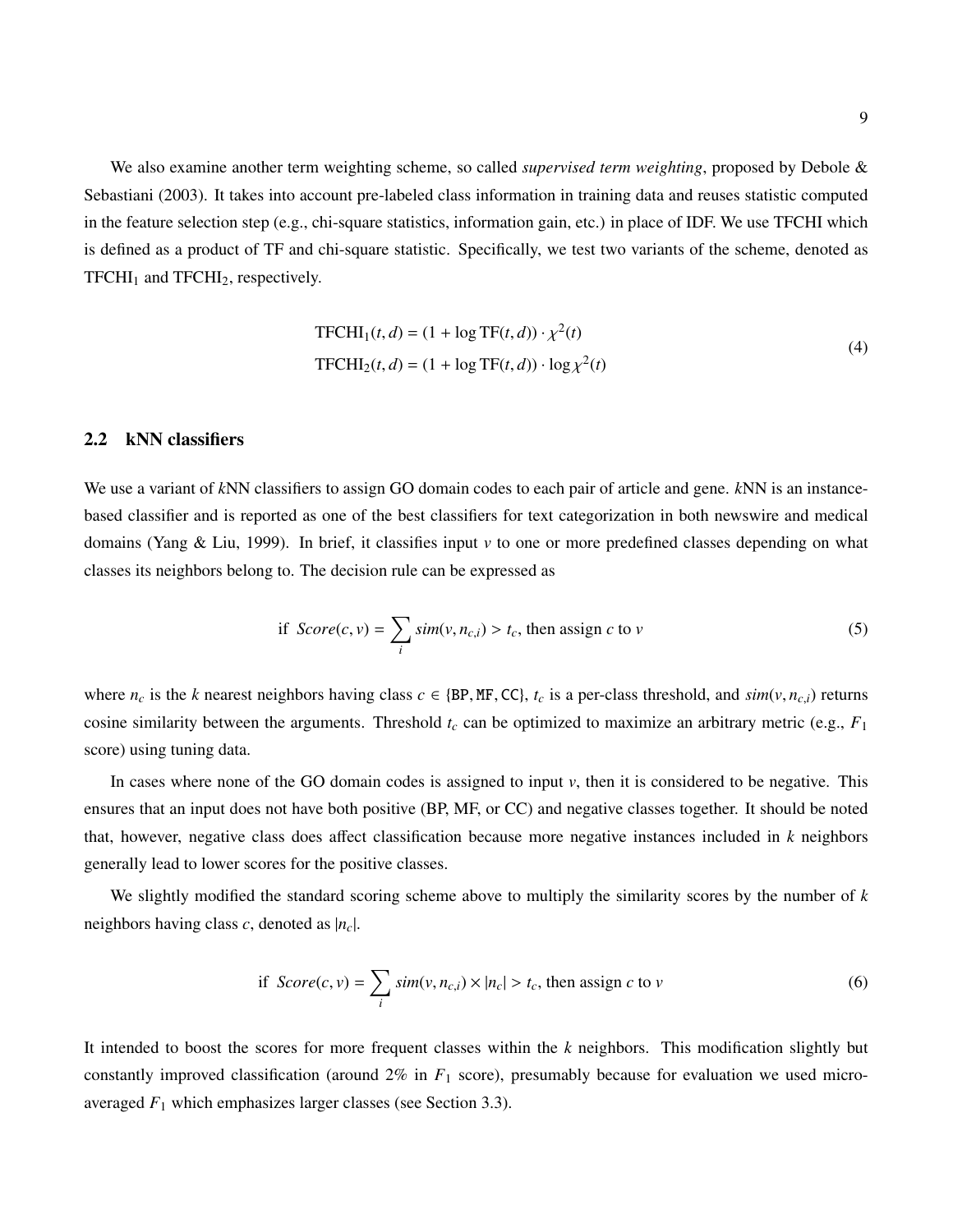We also examine another term weighting scheme, so called *supervised term weighting*, proposed by Debole & Sebastiani (2003). It takes into account pre-labeled class information in training data and reuses statistic computed in the feature selection step (e.g., chi-square statistics, information gain, etc.) in place of IDF. We use TFCHI which is defined as a product of TF and chi-square statistic. Specifically, we test two variants of the scheme, denoted as $\text{TFCHI}_1$ and $\text{TFCHI}_2$, respectively.

$$
\begin{aligned}
\text{TFCHI}_1(t,d) &= (1 + \log \text{TF}(t,d)) \cdot \chi^2(t) \\
\text{TFCHI}_2(t,d) &= (1 + \log \text{TF}(t,d)) \cdot \log \chi^2(t)
\end{aligned}
\tag{4}
$$

## 2.2 kNN classifiers

We use a variant of *k*NN classifiers to assign GO domain codes to each pair of article and gene. *k*NN is an instance-based classifier and is reported as one of the best classifiers for text categorization in both newswire and medical domains (Yang & Liu, 1999). In brief, it classifies input $v$ to one or more predefined classes depending on what classes its neighbors belong to. The decision rule can be expressed as

$$
\text{if } \textit{Score}(c,v) = \sum_i \textit{sim}(v, n_{c,i}) > t_c, \text{ then assign } c \text{ to } v \tag{5}
$$

where $n_c$ is the $k$ nearest neighbors having class $c \in \{\texttt{BP}, \texttt{MF}, \texttt{CC}\}$, $t_c$ is a per-class threshold, and $\textit{sim}(v, n_{c,i})$ returns cosine similarity between the arguments. Threshold $t_c$ can be optimized to maximize an arbitrary metric (e.g., $F_1$ score) using tuning data.

In cases where none of the GO domain codes is assigned to input $v$, then it is considered to be negative. This ensures that an input does not have both positive (BP, MF, or CC) and negative classes together. It should be noted that, however, negative class does affect classification because more negative instances included in $k$ neighbors generally lead to lower scores for the positive classes.

We slightly modified the standard scoring scheme above to multiply the similarity scores by the number of $k$ neighbors having class $c$, denoted as $|n_c|$.

$$
\text{if } \textit{Score}(c,v) = \sum_i \textit{sim}(v, n_{c,i}) \times |n_c| > t_c, \text{ then assign } c \text{ to } v \tag{6}
$$

It intended to boost the scores for more frequent classes within the $k$ neighbors. This modification slightly but constantly improved classification (around 2% in $F_1$ score), presumably because for evaluation we used micro-averaged $F_1$ which emphasizes larger classes (see Section 3.3).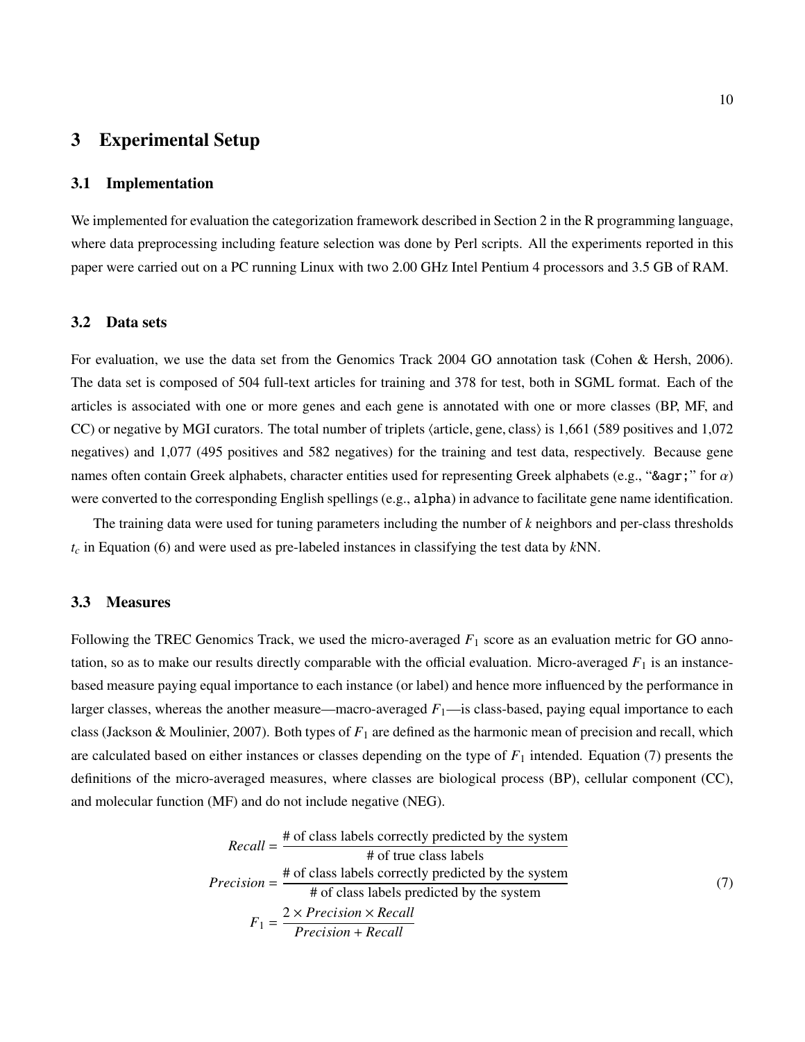## 3 Experimental Setup

### 3.1 Implementation

We implemented for evaluation the categorization framework described in Section 2 in the R programming language, where data preprocessing including feature selection was done by Perl scripts. All the experiments reported in this paper were carried out on a PC running Linux with two 2.00 GHz Intel Pentium 4 processors and 3.5 GB of RAM.

### 3.2 Data sets

For evaluation, we use the data set from the Genomics Track 2004 GO annotation task (Cohen & Hersh, 2006). The data set is composed of 504 full-text articles for training and 378 for test, both in SGML format. Each of the articles is associated with one or more genes and each gene is annotated with one or more classes (BP, MF, and CC) or negative by MGI curators. The total number of triplets ⟨article, gene, class⟩ is 1,661 (589 positives and 1,072 negatives) and 1,077 (495 positives and 582 negatives) for the training and test data, respectively. Because gene names often contain Greek alphabets, character entities used for representing Greek alphabets (e.g., "`&agr;`" for $\alpha$) were converted to the corresponding English spellings (e.g., `alpha`) in advance to facilitate gene name identification.

The training data were used for tuning parameters including the number of $k$ neighbors and per-class thresholds $t_c$ in Equation (6) and were used as pre-labeled instances in classifying the test data by $k$NN.

### 3.3 Measures

Following the TREC Genomics Track, we used the micro-averaged $F_1$ score as an evaluation metric for GO annotation, so as to make our results directly comparable with the official evaluation. Micro-averaged $F_1$ is an instance-based measure paying equal importance to each instance (or label) and hence more influenced by the performance in larger classes, whereas the another measure—macro-averaged $F_1$—is class-based, paying equal importance to each class (Jackson & Moulinier, 2007). Both types of $F_1$ are defined as the harmonic mean of precision and recall, which are calculated based on either instances or classes depending on the type of $F_1$ intended. Equation (7) presents the definitions of the micro-averaged measures, where classes are biological process (BP), cellular component (CC), and molecular function (MF) and do not include negative (NEG).

$$
\begin{aligned}
Recall &= \frac{\text{\# of class labels correctly predicted by the system}}{\text{\# of true class labels}} \\
Precision &= \frac{\text{\# of class labels correctly predicted by the system}}{\text{\# of class labels predicted by the system}} \\
F_1 &= \frac{2 \times Precision \times Recall}{Precision + Recall}
\end{aligned}
\tag{7}
$$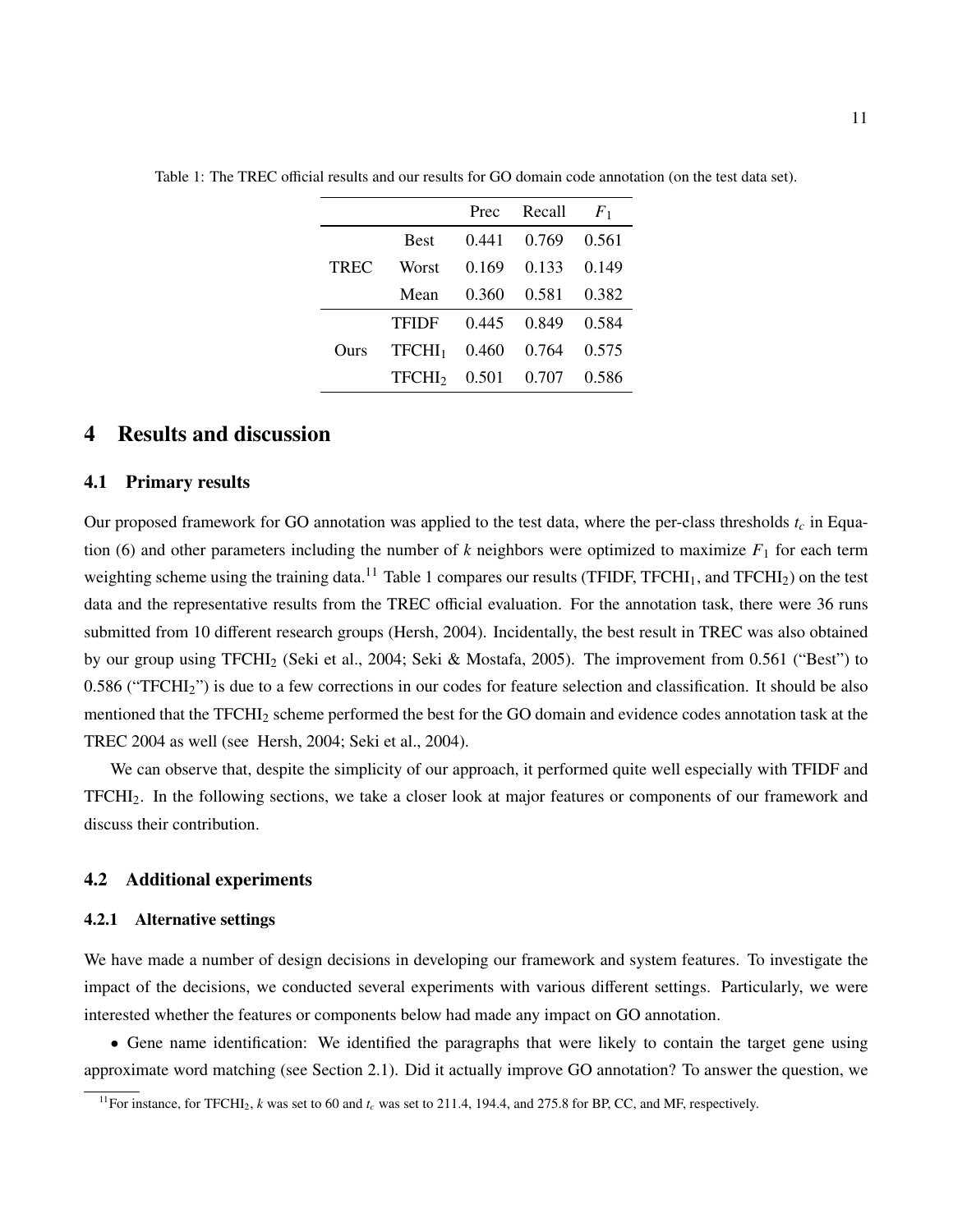Table 1: The TREC official results and our results for GO domain code annotation (on the test data set).

| | | Prec | Recall | $F_1$ |
|---|---|---|---|---|
| TREC | Best | 0.441 | 0.769 | 0.561 |
| | Worst | 0.169 | 0.133 | 0.149 |
| | Mean | 0.360 | 0.581 | 0.382 |
| Ours | TFIDF | 0.445 | 0.849 | 0.584 |
| | $\text{TFCHI}_1$ | 0.460 | 0.764 | 0.575 |
| | $\text{TFCHI}_2$ | 0.501 | 0.707 | 0.586 |

# 4 Results and discussion

## 4.1 Primary results

Our proposed framework for GO annotation was applied to the test data, where the per-class thresholds $t_c$ in Equation (6) and other parameters including the number of $k$ neighbors were optimized to maximize $F_1$ for each term weighting scheme using the training data.[11] Table 1 compares our results (TFIDF, $\text{TFCHI}_1$, and $\text{TFCHI}_2$) on the test data and the representative results from the TREC official evaluation. For the annotation task, there were 36 runs submitted from 10 different research groups (Hersh, 2004). Incidentally, the best result in TREC was also obtained by our group using $\text{TFCHI}_2$ (Seki et al., 2004; Seki & Mostafa, 2005). The improvement from 0.561 ("Best") to 0.586 ("$\text{TFCHI}_2$") is due to a few corrections in our codes for feature selection and classification. It should be also mentioned that the $\text{TFCHI}_2$ scheme performed the best for the GO domain and evidence codes annotation task at the TREC 2004 as well (see Hersh, 2004; Seki et al., 2004).

We can observe that, despite the simplicity of our approach, it performed quite well especially with TFIDF and $\text{TFCHI}_2$. In the following sections, we take a closer look at major features or components of our framework and discuss their contribution.

## 4.2 Additional experiments

### 4.2.1 Alternative settings

We have made a number of design decisions in developing our framework and system features. To investigate the impact of the decisions, we conducted several experiments with various different settings. Particularly, we were interested whether the features or components below had made any impact on GO annotation.

• Gene name identification: We identified the paragraphs that were likely to contain the target gene using approximate word matching (see Section 2.1). Did it actually improve GO annotation? To answer the question, we

[11] For instance, for $\text{TFCHI}_2$, $k$ was set to 60 and $t_c$ was set to 211.4, 194.4, and 275.8 for BP, CC, and MF, respectively.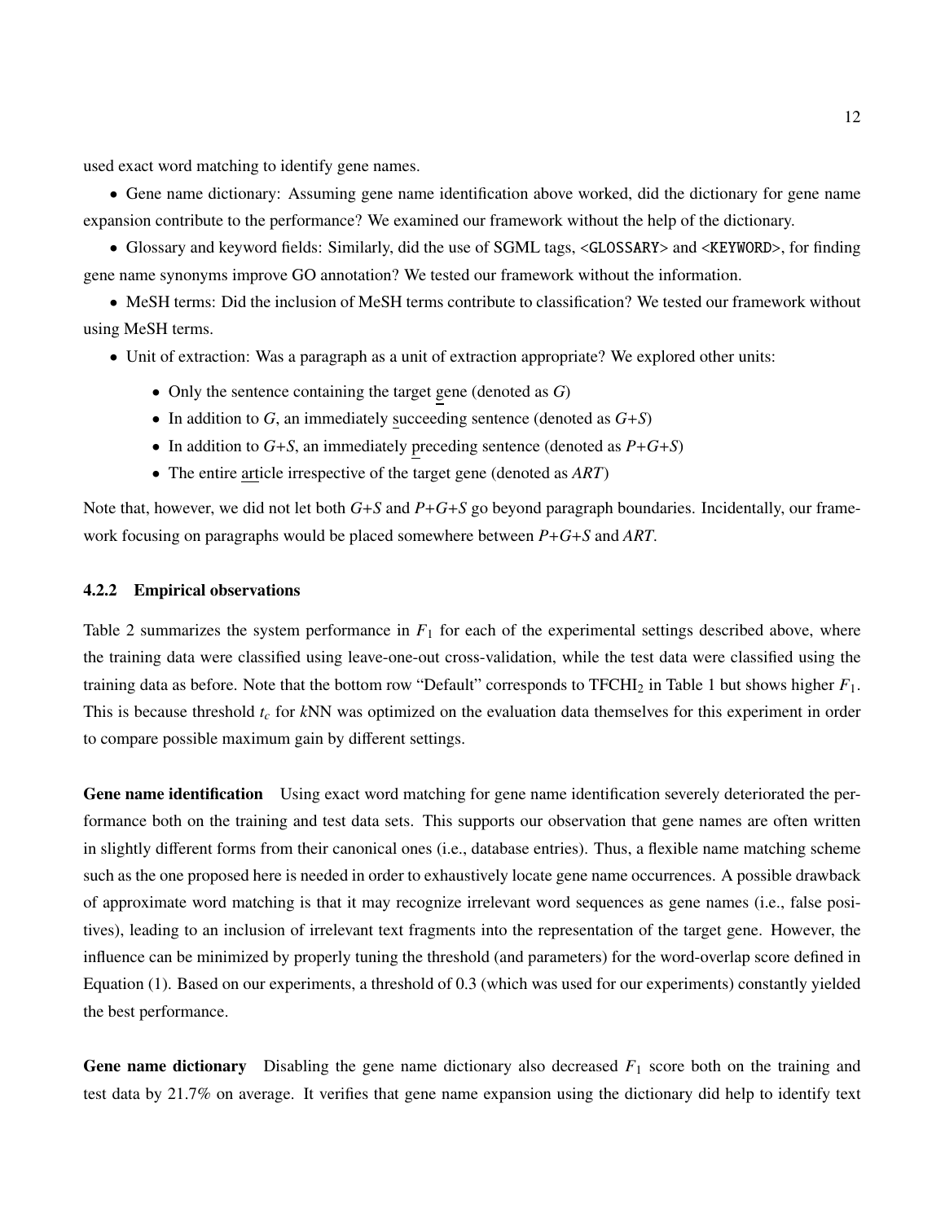used exact word matching to identify gene names.

- Gene name dictionary: Assuming gene name identification above worked, did the dictionary for gene name expansion contribute to the performance? We examined our framework without the help of the dictionary.
- Glossary and keyword fields: Similarly, did the use of SGML tags, `<GLOSSARY>` and `<KEYWORD>`, for finding gene name synonyms improve GO annotation? We tested our framework without the information.
- MeSH terms: Did the inclusion of MeSH terms contribute to classification? We tested our framework without using MeSH terms.
- Unit of extraction: Was a paragraph as a unit of extraction appropriate? We explored other units:
  - Only the sentence containing the target gene (denoted as *G*)
  - In addition to *G*, an immediately succeeding sentence (denoted as *G+S*)
  - In addition to *G+S*, an immediately preceding sentence (denoted as *P+G+S*)
  - The entire article irrespective of the target gene (denoted as *ART*)

Note that, however, we did not let both *G+S* and *P+G+S* go beyond paragraph boundaries. Incidentally, our framework focusing on paragraphs would be placed somewhere between *P+G+S* and *ART*.

#### 4.2.2 Empirical observations

Table 2 summarizes the system performance in $F_1$ for each of the experimental settings described above, where the training data were classified using leave-one-out cross-validation, while the test data were classified using the training data as before. Note that the bottom row "Default" corresponds to $\text{TFCHI}_2$ in Table 1 but shows higher $F_1$. This is because threshold $t_c$ for *k*NN was optimized on the evaluation data themselves for this experiment in order to compare possible maximum gain by different settings.

**Gene name identification** Using exact word matching for gene name identification severely deteriorated the performance both on the training and test data sets. This supports our observation that gene names are often written in slightly different forms from their canonical ones (i.e., database entries). Thus, a flexible name matching scheme such as the one proposed here is needed in order to exhaustively locate gene name occurrences. A possible drawback of approximate word matching is that it may recognize irrelevant word sequences as gene names (i.e., false positives), leading to an inclusion of irrelevant text fragments into the representation of the target gene. However, the influence can be minimized by properly tuning the threshold (and parameters) for the word-overlap score defined in Equation (1). Based on our experiments, a threshold of 0.3 (which was used for our experiments) constantly yielded the best performance.

**Gene name dictionary** Disabling the gene name dictionary also decreased $F_1$ score both on the training and test data by 21.7% on average. It verifies that gene name expansion using the dictionary did help to identify text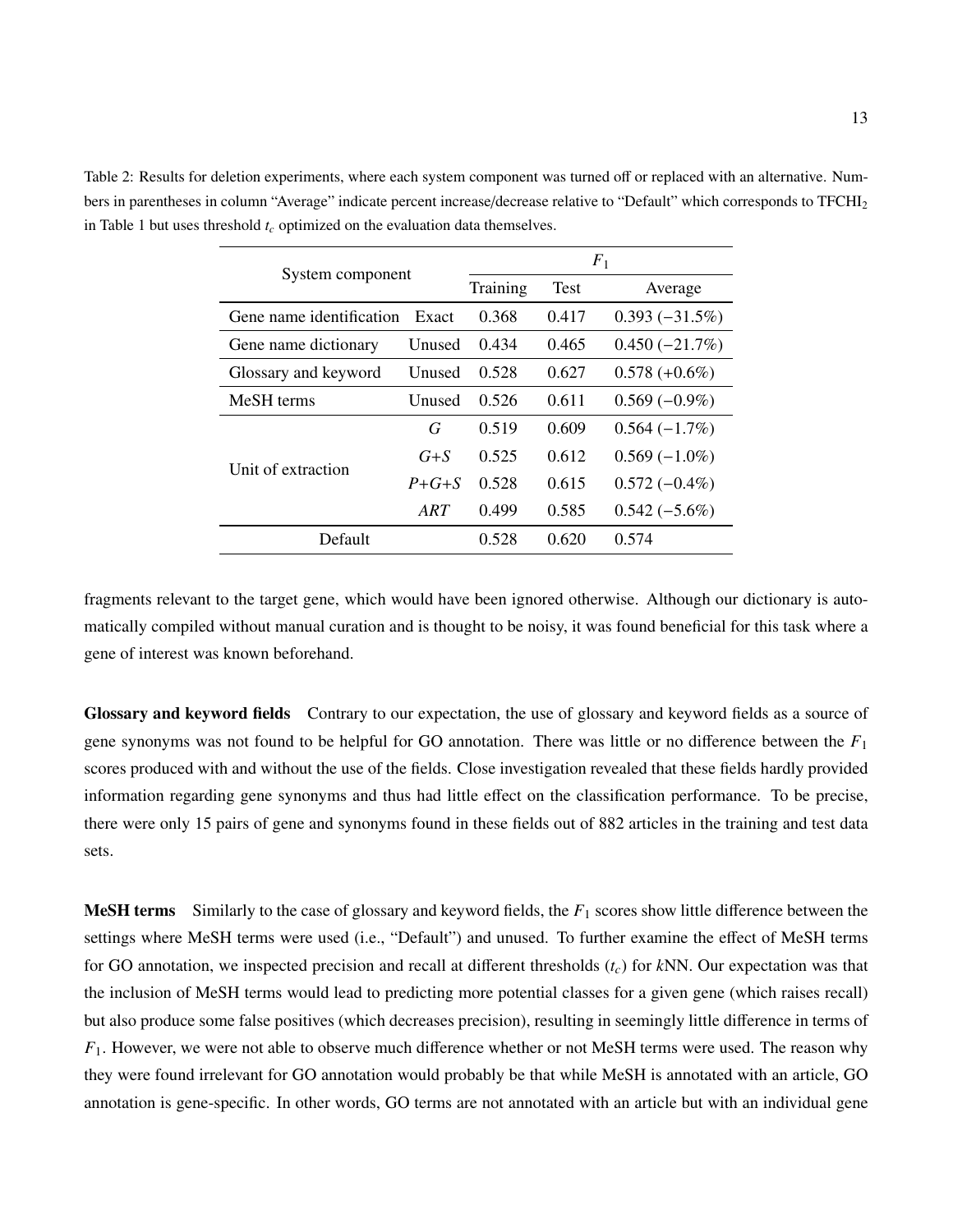Table 2: Results for deletion experiments, where each system component was turned off or replaced with an alternative. Numbers in parentheses in column "Average" indicate percent increase/decrease relative to "Default" which corresponds to $TFCHI_2$ in Table 1 but uses threshold $t_c$ optimized on the evaluation data themselves.

| System component | | $F_1$ | | |
|---|---|---|---|---|
| | | Training | Test | Average |
| Gene name identification | Exact | 0.368 | 0.417 | 0.393 (−31.5%) |
| Gene name dictionary | Unused | 0.434 | 0.465 | 0.450 (−21.7%) |
| Glossary and keyword | Unused | 0.528 | 0.627 | 0.578 (+0.6%) |
| MeSH terms | Unused | 0.526 | 0.611 | 0.569 (−0.9%) |
| Unit of extraction | *G* | 0.519 | 0.609 | 0.564 (−1.7%) |
| | *G*+*S* | 0.525 | 0.612 | 0.569 (−1.0%) |
| | *P*+*G*+*S* | 0.528 | 0.615 | 0.572 (−0.4%) |
| | *ART* | 0.499 | 0.585 | 0.542 (−5.6%) |
| Default | | 0.528 | 0.620 | 0.574 |

fragments relevant to the target gene, which would have been ignored otherwise. Although our dictionary is automatically compiled without manual curation and is thought to be noisy, it was found beneficial for this task where a gene of interest was known beforehand.

**Glossary and keyword fields** Contrary to our expectation, the use of glossary and keyword fields as a source of gene synonyms was not found to be helpful for GO annotation. There was little or no difference between the $F_1$ scores produced with and without the use of the fields. Close investigation revealed that these fields hardly provided information regarding gene synonyms and thus had little effect on the classification performance. To be precise, there were only 15 pairs of gene and synonyms found in these fields out of 882 articles in the training and test data sets.

**MeSH terms** Similarly to the case of glossary and keyword fields, the $F_1$ scores show little difference between the settings where MeSH terms were used (i.e., "Default") and unused. To further examine the effect of MeSH terms for GO annotation, we inspected precision and recall at different thresholds ($t_c$) for *k*NN. Our expectation was that the inclusion of MeSH terms would lead to predicting more potential classes for a given gene (which raises recall) but also produce some false positives (which decreases precision), resulting in seemingly little difference in terms of $F_1$. However, we were not able to observe much difference whether or not MeSH terms were used. The reason why they were found irrelevant for GO annotation would probably be that while MeSH is annotated with an article, GO annotation is gene-specific. In other words, GO terms are not annotated with an article but with an individual gene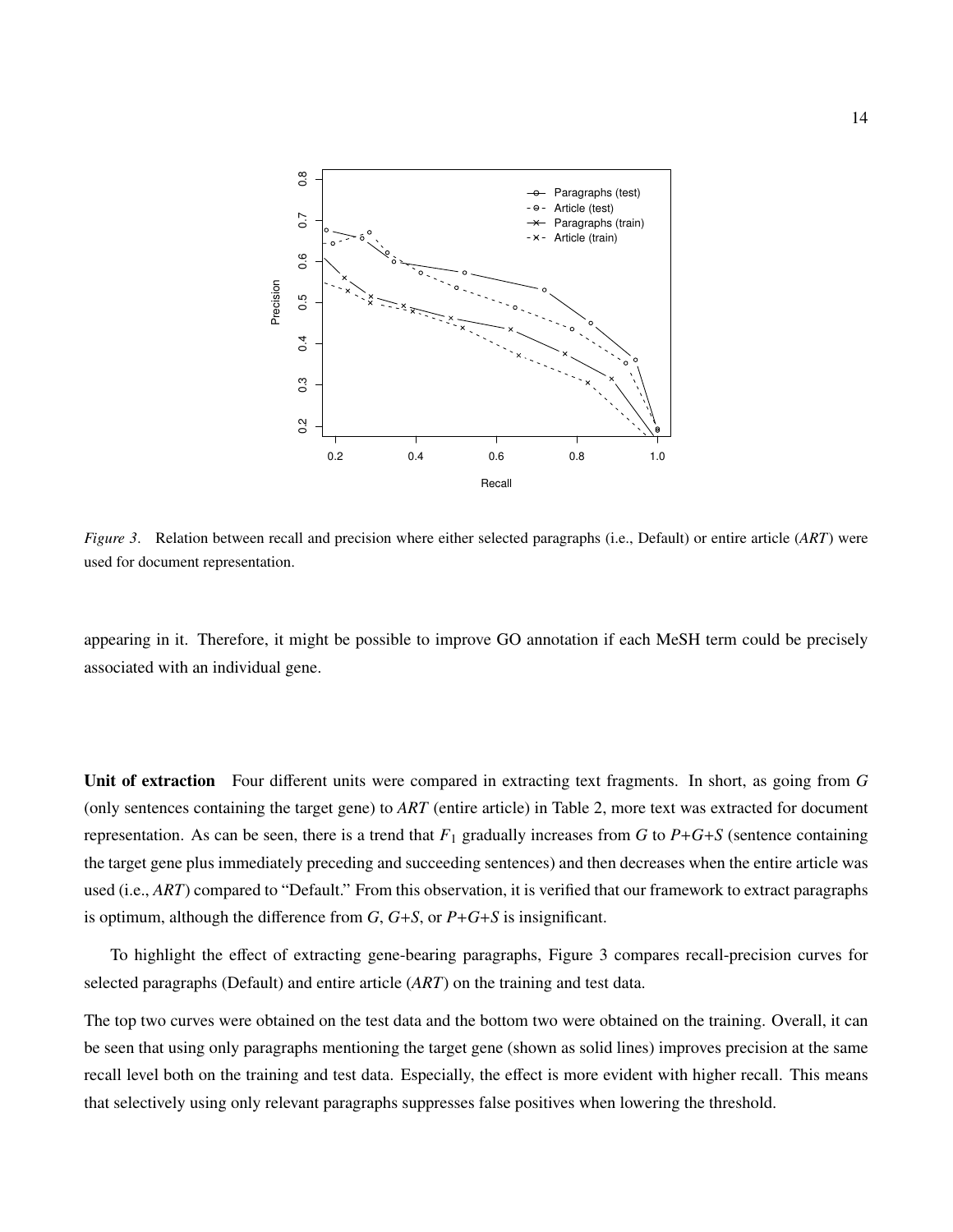*Figure 3*. Relation between recall and precision where either selected paragraphs (i.e., Default) or entire article (*ART*) were used for document representation.

appearing in it. Therefore, it might be possible to improve GO annotation if each MeSH term could be precisely associated with an individual gene.

**Unit of extraction** Four different units were compared in extracting text fragments. In short, as going from *G* (only sentences containing the target gene) to *ART* (entire article) in Table 2, more text was extracted for document representation. As can be seen, there is a trend that $F_1$ gradually increases from *G* to *P+G+S* (sentence containing the target gene plus immediately preceding and succeeding sentences) and then decreases when the entire article was used (i.e., *ART*) compared to "Default." From this observation, it is verified that our framework to extract paragraphs is optimum, although the difference from *G*, *G+S*, or *P+G+S* is insignificant.

To highlight the effect of extracting gene-bearing paragraphs, Figure 3 compares recall-precision curves for selected paragraphs (Default) and entire article (*ART*) on the training and test data.

The top two curves were obtained on the test data and the bottom two were obtained on the training. Overall, it can be seen that using only paragraphs mentioning the target gene (shown as solid lines) improves precision at the same recall level both on the training and test data. Especially, the effect is more evident with higher recall. This means that selectively using only relevant paragraphs suppresses false positives when lowering the threshold.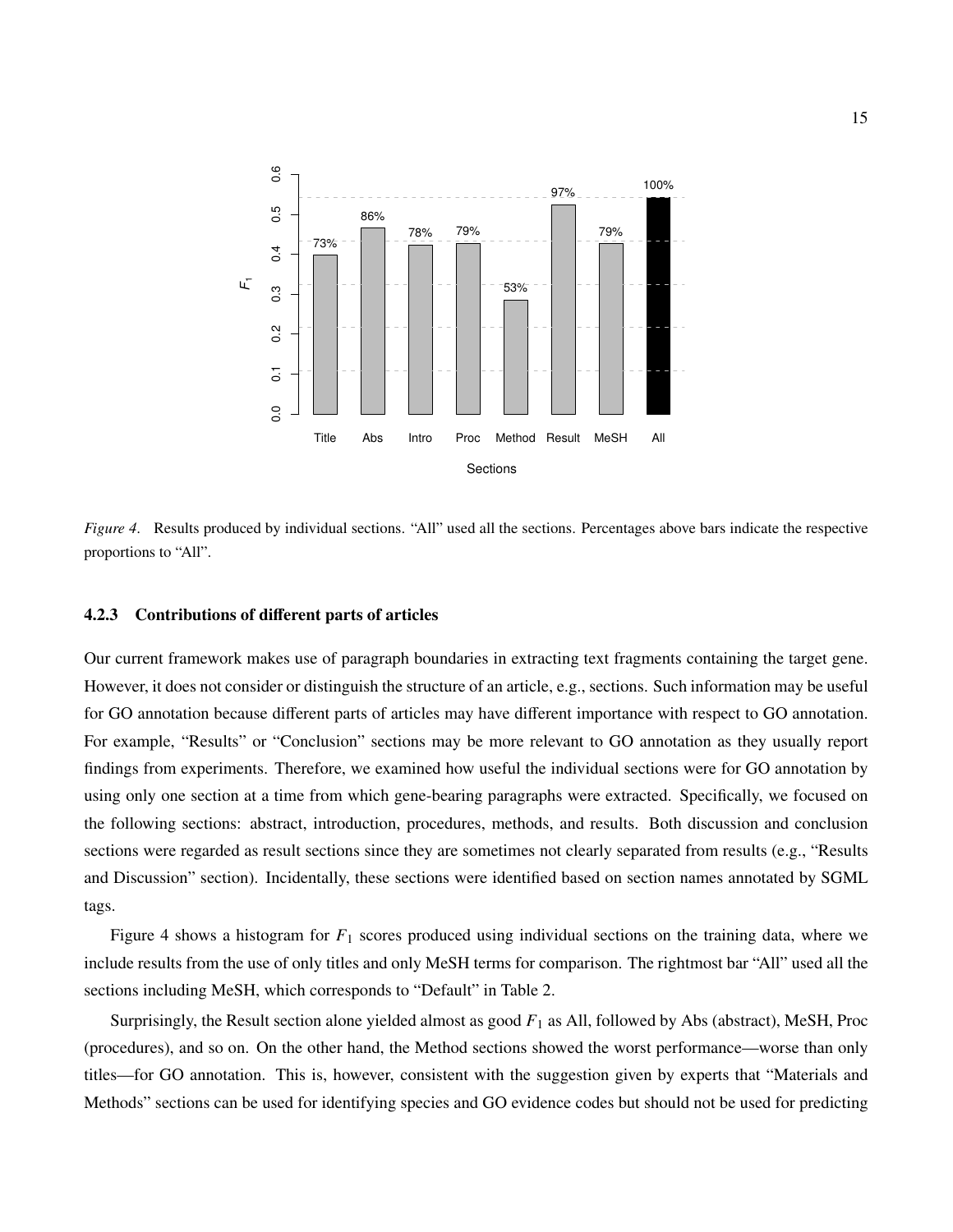*Figure 4*. Results produced by individual sections. "All" used all the sections. Percentages above bars indicate the respective proportions to "All".

### 4.2.3 Contributions of different parts of articles

Our current framework makes use of paragraph boundaries in extracting text fragments containing the target gene. However, it does not consider or distinguish the structure of an article, e.g., sections. Such information may be useful for GO annotation because different parts of articles may have different importance with respect to GO annotation. For example, "Results" or "Conclusion" sections may be more relevant to GO annotation as they usually report findings from experiments. Therefore, we examined how useful the individual sections were for GO annotation by using only one section at a time from which gene-bearing paragraphs were extracted. Specifically, we focused on the following sections: abstract, introduction, procedures, methods, and results. Both discussion and conclusion sections were regarded as result sections since they are sometimes not clearly separated from results (e.g., "Results and Discussion" section). Incidentally, these sections were identified based on section names annotated by SGML tags.

Figure 4 shows a histogram for $F_1$ scores produced using individual sections on the training data, where we include results from the use of only titles and only MeSH terms for comparison. The rightmost bar "All" used all the sections including MeSH, which corresponds to "Default" in Table 2.

Surprisingly, the Result section alone yielded almost as good $F_1$ as All, followed by Abs (abstract), MeSH, Proc (procedures), and so on. On the other hand, the Method sections showed the worst performance—worse than only titles—for GO annotation. This is, however, consistent with the suggestion given by experts that "Materials and Methods" sections can be used for identifying species and GO evidence codes but should not be used for predicting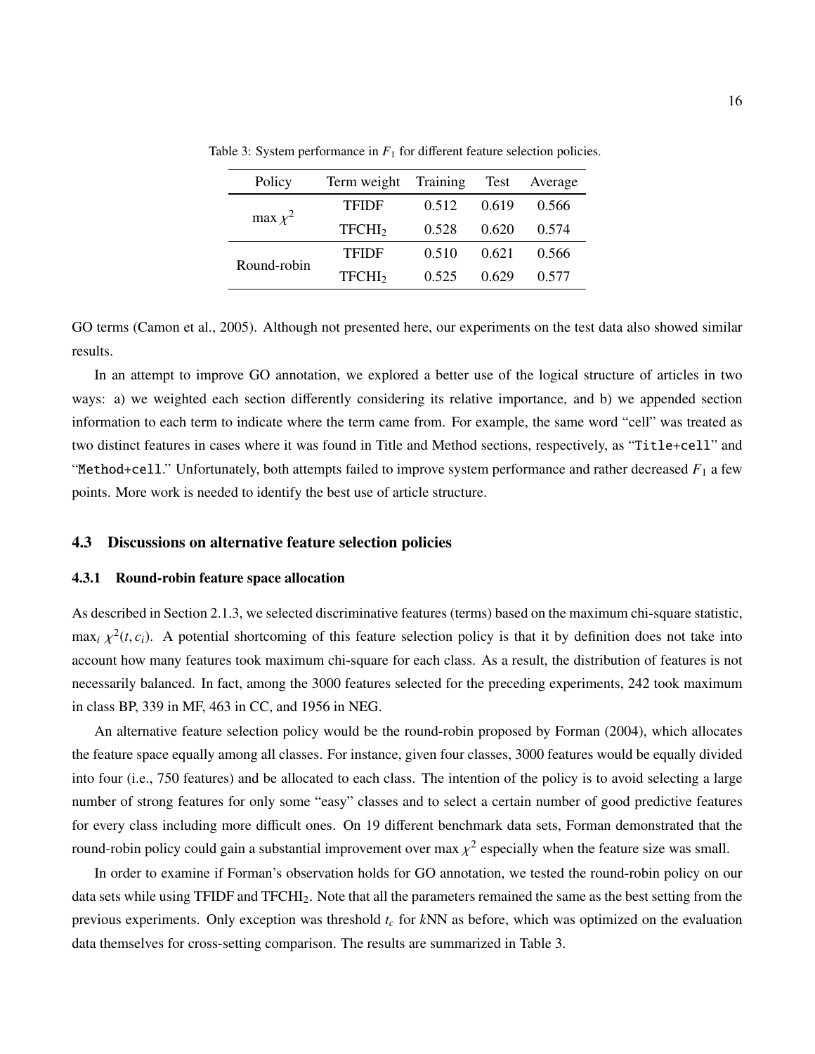Table 3: System performance in $F_1$ for different feature selection policies.

| Policy | Term weight | Training | Test | Average |
|---|---|---|---|---|
| $\max \chi^2$ | TFIDF | 0.512 | 0.619 | 0.566 |
| | $TFCHI_2$ | 0.528 | 0.620 | 0.574 |
| Round-robin | TFIDF | 0.510 | 0.621 | 0.566 |
| | $TFCHI_2$ | 0.525 | 0.629 | 0.577 |

GO terms (Camon et al., 2005). Although not presented here, our experiments on the test data also showed similar results.

In an attempt to improve GO annotation, we explored a better use of the logical structure of articles in two ways: a) we weighted each section differently considering its relative importance, and b) we appended section information to each term to indicate where the term came from. For example, the same word "cell" was treated as two distinct features in cases where it was found in Title and Method sections, respectively, as "`Title+cell`" and "`Method+cell`." Unfortunately, both attempts failed to improve system performance and rather decreased $F_1$ a few points. More work is needed to identify the best use of article structure.

## 4.3 Discussions on alternative feature selection policies

### 4.3.1 Round-robin feature space allocation

As described in Section 2.1.3, we selected discriminative features (terms) based on the maximum chi-square statistic, $\max_i \chi^2(t, c_i)$. A potential shortcoming of this feature selection policy is that it by definition does not take into account how many features took maximum chi-square for each class. As a result, the distribution of features is not necessarily balanced. In fact, among the 3000 features selected for the preceding experiments, 242 took maximum in class BP, 339 in MF, 463 in CC, and 1956 in NEG.

An alternative feature selection policy would be the round-robin proposed by Forman (2004), which allocates the feature space equally among all classes. For instance, given four classes, 3000 features would be equally divided into four (i.e., 750 features) and be allocated to each class. The intention of the policy is to avoid selecting a large number of strong features for only some "easy" classes and to select a certain number of good predictive features for every class including more difficult ones. On 19 different benchmark data sets, Forman demonstrated that the round-robin policy could gain a substantial improvement over $\max \chi^2$ especially when the feature size was small.

In order to examine if Forman's observation holds for GO annotation, we tested the round-robin policy on our data sets while using TFIDF and $TFCHI_2$. Note that all the parameters remained the same as the best setting from the previous experiments. Only exception was threshold $t_c$ for $k$NN as before, which was optimized on the evaluation data themselves for cross-setting comparison. The results are summarized in Table 3.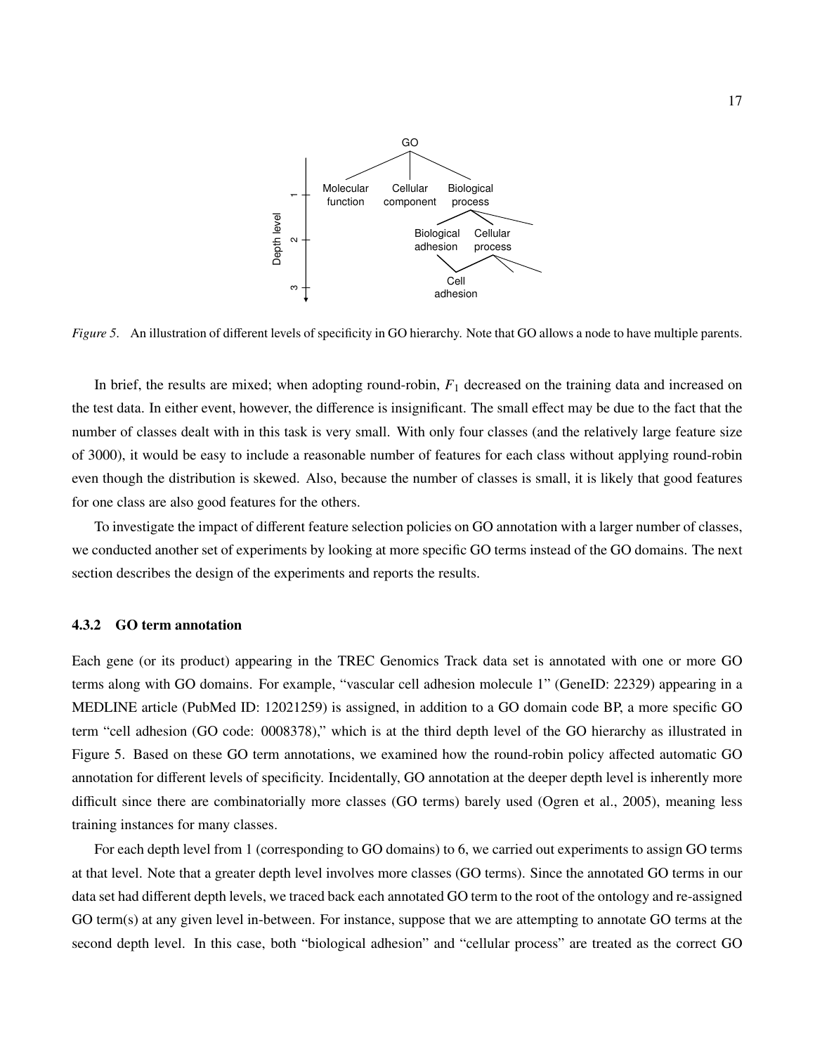*Figure 5*. An illustration of different levels of specificity in GO hierarchy. Note that GO allows a node to have multiple parents.

In brief, the results are mixed; when adopting round-robin, $F_1$ decreased on the training data and increased on the test data. In either event, however, the difference is insignificant. The small effect may be due to the fact that the number of classes dealt with in this task is very small. With only four classes (and the relatively large feature size of 3000), it would be easy to include a reasonable number of features for each class without applying round-robin even though the distribution is skewed. Also, because the number of classes is small, it is likely that good features for one class are also good features for the others.

To investigate the impact of different feature selection policies on GO annotation with a larger number of classes, we conducted another set of experiments by looking at more specific GO terms instead of the GO domains. The next section describes the design of the experiments and reports the results.

### 4.3.2 GO term annotation

Each gene (or its product) appearing in the TREC Genomics Track data set is annotated with one or more GO terms along with GO domains. For example, "vascular cell adhesion molecule 1" (GeneID: 22329) appearing in a MEDLINE article (PubMed ID: 12021259) is assigned, in addition to a GO domain code BP, a more specific GO term "cell adhesion (GO code: 0008378)," which is at the third depth level of the GO hierarchy as illustrated in Figure 5. Based on these GO term annotations, we examined how the round-robin policy affected automatic GO annotation for different levels of specificity. Incidentally, GO annotation at the deeper depth level is inherently more difficult since there are combinatorially more classes (GO terms) barely used (Ogren et al., 2005), meaning less training instances for many classes.

For each depth level from 1 (corresponding to GO domains) to 6, we carried out experiments to assign GO terms at that level. Note that a greater depth level involves more classes (GO terms). Since the annotated GO terms in our data set had different depth levels, we traced back each annotated GO term to the root of the ontology and re-assigned GO term(s) at any given level in-between. For instance, suppose that we are attempting to annotate GO terms at the second depth level. In this case, both "biological adhesion" and "cellular process" are treated as the correct GO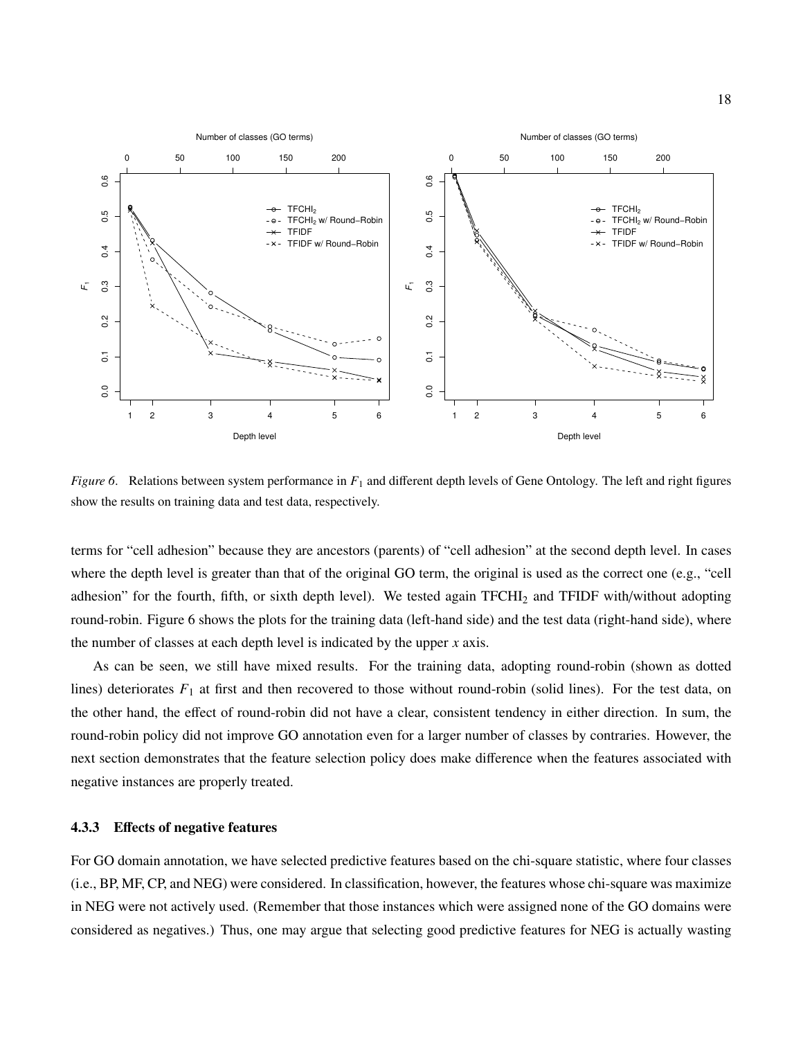*Figure 6*. Relations between system performance in $F_1$ and different depth levels of Gene Ontology. The left and right figures show the results on training data and test data, respectively.

terms for "cell adhesion" because they are ancestors (parents) of "cell adhesion" at the second depth level. In cases where the depth level is greater than that of the original GO term, the original is used as the correct one (e.g., "cell adhesion" for the fourth, fifth, or sixth depth level). We tested again $\text{TFCHI}_2$ and TFIDF with/without adopting round-robin. Figure 6 shows the plots for the training data (left-hand side) and the test data (right-hand side), where the number of classes at each depth level is indicated by the upper $x$ axis.

As can be seen, we still have mixed results. For the training data, adopting round-robin (shown as dotted lines) deteriorates $F_1$ at first and then recovered to those without round-robin (solid lines). For the test data, on the other hand, the effect of round-robin did not have a clear, consistent tendency in either direction. In sum, the round-robin policy did not improve GO annotation even for a larger number of classes by contraries. However, the next section demonstrates that the feature selection policy does make difference when the features associated with negative instances are properly treated.

### 4.3.3 Effects of negative features

For GO domain annotation, we have selected predictive features based on the chi-square statistic, where four classes (i.e., BP, MF, CP, and NEG) were considered. In classification, however, the features whose chi-square was maximize in NEG were not actively used. (Remember that those instances which were assigned none of the GO domains were considered as negatives.) Thus, one may argue that selecting good predictive features for NEG is actually wasting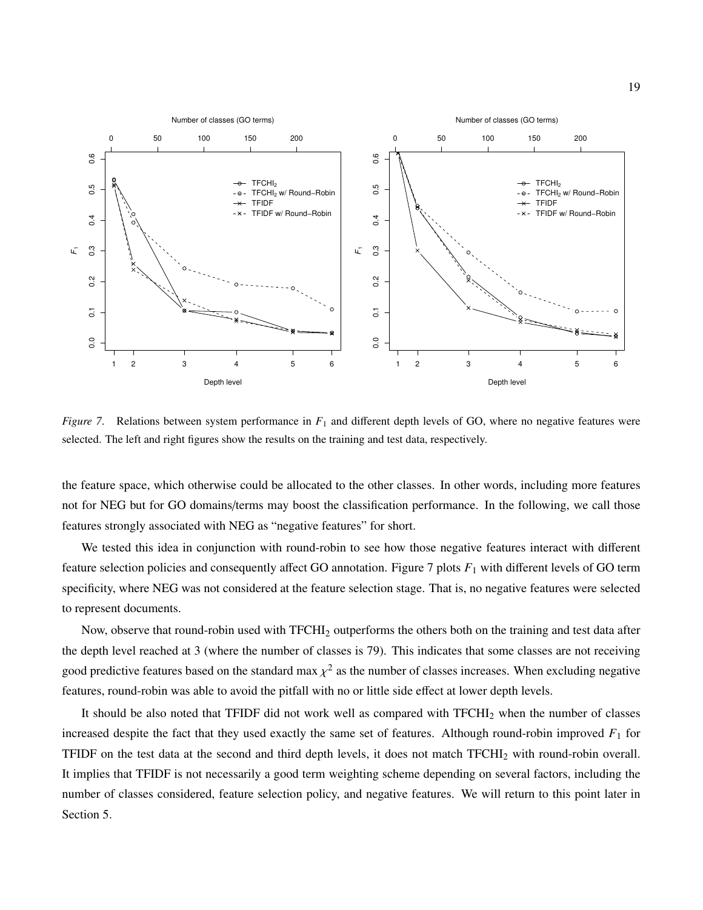*Figure 7*. Relations between system performance in $F_1$ and different depth levels of GO, where no negative features were selected. The left and right figures show the results on the training and test data, respectively.

the feature space, which otherwise could be allocated to the other classes. In other words, including more features not for NEG but for GO domains/terms may boost the classification performance. In the following, we call those features strongly associated with NEG as "negative features" for short.

We tested this idea in conjunction with round-robin to see how those negative features interact with different feature selection policies and consequently affect GO annotation. Figure 7 plots $F_1$ with different levels of GO term specificity, where NEG was not considered at the feature selection stage. That is, no negative features were selected to represent documents.

Now, observe that round-robin used with $\text{TFCHI}_2$ outperforms the others both on the training and test data after the depth level reached at 3 (where the number of classes is 79). This indicates that some classes are not receiving good predictive features based on the standard max $\chi^2$ as the number of classes increases. When excluding negative features, round-robin was able to avoid the pitfall with no or little side effect at lower depth levels.

It should be also noted that TFIDF did not work well as compared with $\text{TFCHI}_2$ when the number of classes increased despite the fact that they used exactly the same set of features. Although round-robin improved $F_1$ for TFIDF on the test data at the second and third depth levels, it does not match $\text{TFCHI}_2$ with round-robin overall. It implies that TFIDF is not necessarily a good term weighting scheme depending on several factors, including the number of classes considered, feature selection policy, and negative features. We will return to this point later in Section 5.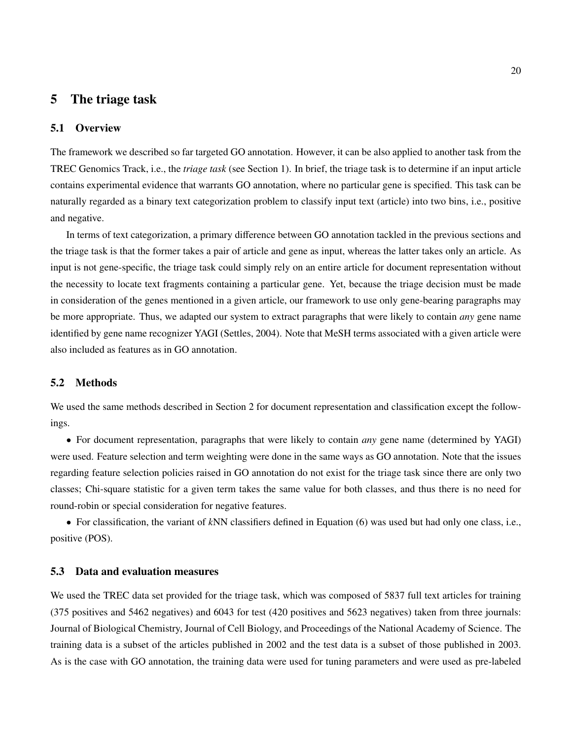## 5 The triage task

### 5.1 Overview

The framework we described so far targeted GO annotation. However, it can be also applied to another task from the TREC Genomics Track, i.e., the *triage task* (see Section 1). In brief, the triage task is to determine if an input article contains experimental evidence that warrants GO annotation, where no particular gene is specified. This task can be naturally regarded as a binary text categorization problem to classify input text (article) into two bins, i.e., positive and negative.

In terms of text categorization, a primary difference between GO annotation tackled in the previous sections and the triage task is that the former takes a pair of article and gene as input, whereas the latter takes only an article. As input is not gene-specific, the triage task could simply rely on an entire article for document representation without the necessity to locate text fragments containing a particular gene. Yet, because the triage decision must be made in consideration of the genes mentioned in a given article, our framework to use only gene-bearing paragraphs may be more appropriate. Thus, we adapted our system to extract paragraphs that were likely to contain *any* gene name identified by gene name recognizer YAGI (Settles, 2004). Note that MeSH terms associated with a given article were also included as features as in GO annotation.

### 5.2 Methods

We used the same methods described in Section 2 for document representation and classification except the followings.

- For document representation, paragraphs that were likely to contain *any* gene name (determined by YAGI) were used. Feature selection and term weighting were done in the same ways as GO annotation. Note that the issues regarding feature selection policies raised in GO annotation do not exist for the triage task since there are only two classes; Chi-square statistic for a given term takes the same value for both classes, and thus there is no need for round-robin or special consideration for negative features.
- For classification, the variant of *k*NN classifiers defined in Equation (6) was used but had only one class, i.e., positive (POS).

### 5.3 Data and evaluation measures

We used the TREC data set provided for the triage task, which was composed of 5837 full text articles for training (375 positives and 5462 negatives) and 6043 for test (420 positives and 5623 negatives) taken from three journals: Journal of Biological Chemistry, Journal of Cell Biology, and Proceedings of the National Academy of Science. The training data is a subset of the articles published in 2002 and the test data is a subset of those published in 2003. As is the case with GO annotation, the training data were used for tuning parameters and were used as pre-labeled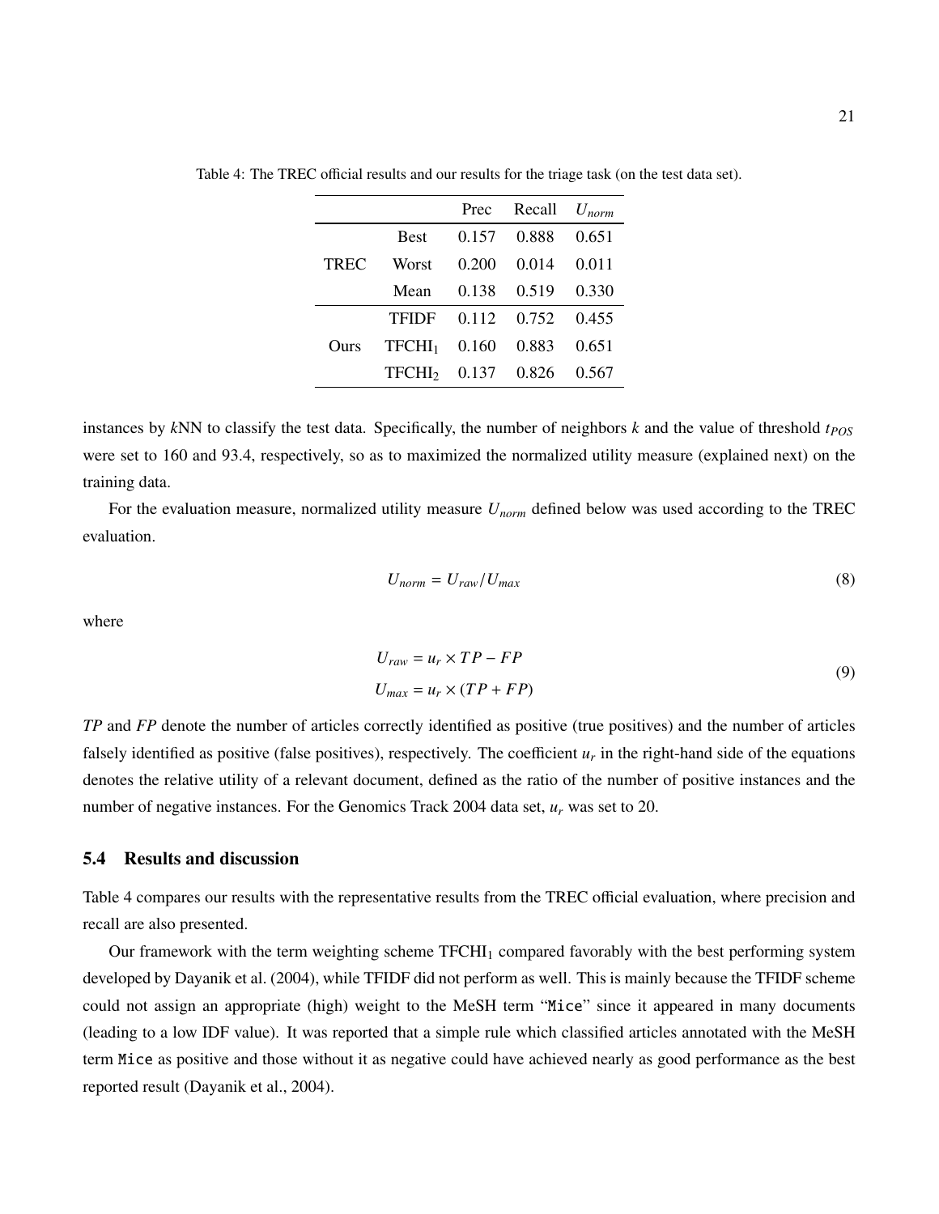Table 4: The TREC official results and our results for the triage task (on the test data set).

| | | Prec | Recall | $U_{norm}$ |
|---|---|---|---|---|
| TREC | Best | 0.157 | 0.888 | 0.651 |
| | Worst | 0.200 | 0.014 | 0.011 |
| | Mean | 0.138 | 0.519 | 0.330 |
| Ours | TFIDF | 0.112 | 0.752 | 0.455 |
| | $\text{TFCHI}_1$ | 0.160 | 0.883 | 0.651 |
| | $\text{TFCHI}_2$ | 0.137 | 0.826 | 0.567 |

instances by *k*NN to classify the test data. Specifically, the number of neighbors $k$ and the value of threshold $t_{POS}$ were set to 160 and 93.4, respectively, so as to maximized the normalized utility measure (explained next) on the training data.

For the evaluation measure, normalized utility measure $U_{norm}$ defined below was used according to the TREC evaluation.

$$U_{norm} = U_{raw}/U_{max} \tag{8}$$

where

$$\begin{aligned} U_{raw} &= u_r \times TP - FP \\ U_{max} &= u_r \times (TP + FP) \end{aligned} \tag{9}$$

*TP* and *FP* denote the number of articles correctly identified as positive (true positives) and the number of articles falsely identified as positive (false positives), respectively. The coefficient $u_r$ in the right-hand side of the equations denotes the relative utility of a relevant document, defined as the ratio of the number of positive instances and the number of negative instances. For the Genomics Track 2004 data set, $u_r$ was set to 20.

### 5.4 Results and discussion

Table 4 compares our results with the representative results from the TREC official evaluation, where precision and recall are also presented.

Our framework with the term weighting scheme $\text{TFCHI}_1$ compared favorably with the best performing system developed by Dayanik et al. (2004), while TFIDF did not perform as well. This is mainly because the TFIDF scheme could not assign an appropriate (high) weight to the MeSH term "`Mice`" since it appeared in many documents (leading to a low IDF value). It was reported that a simple rule which classified articles annotated with the MeSH term `Mice` as positive and those without it as negative could have achieved nearly as good performance as the best reported result (Dayanik et al., 2004).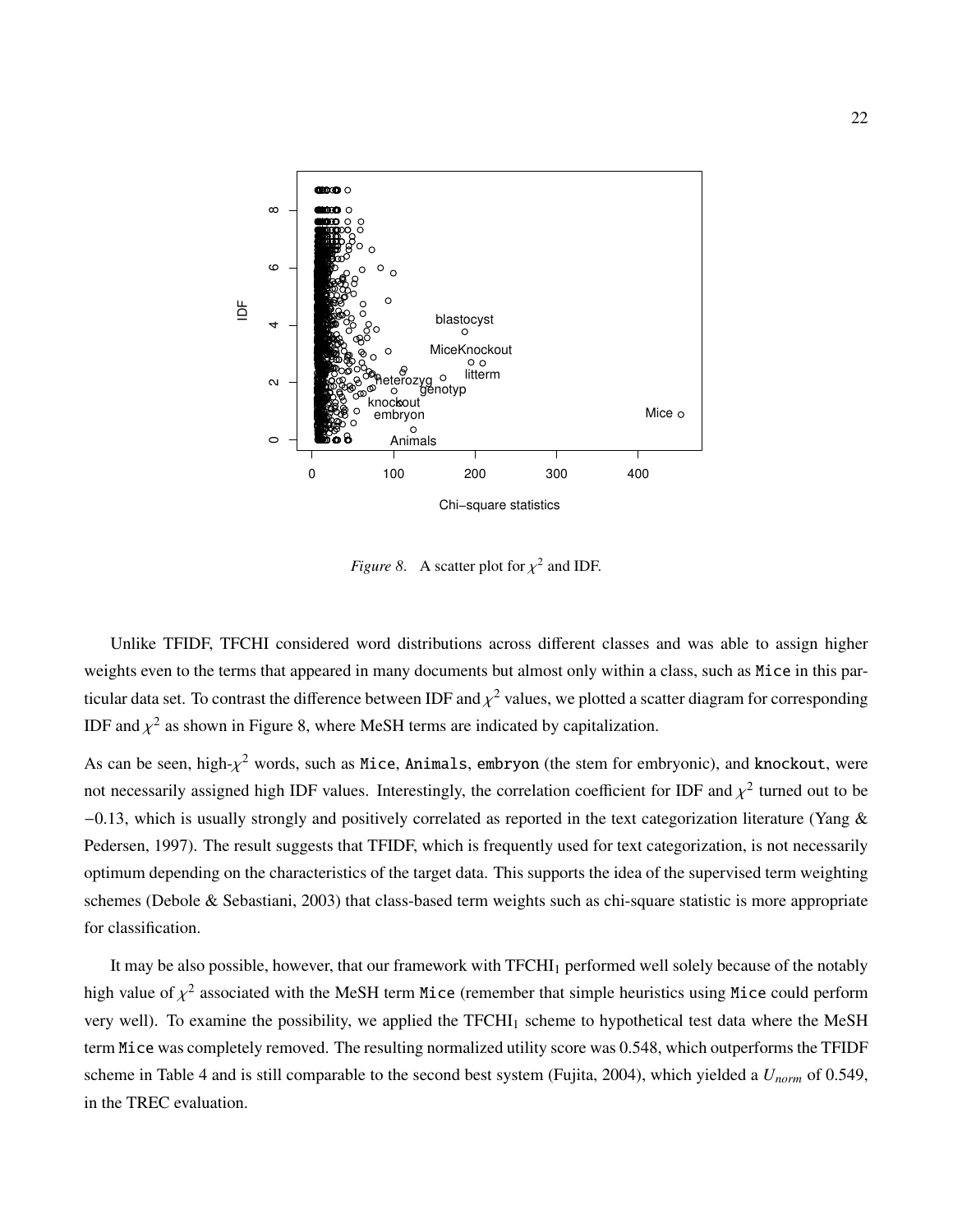*Figure 8*. A scatter plot for $\chi^2$ and IDF.

Unlike TFIDF, TFCHI considered word distributions across different classes and was able to assign higher weights even to the terms that appeared in many documents but almost only within a class, such as `Mice` in this particular data set. To contrast the difference between IDF and $\chi^2$ values, we plotted a scatter diagram for corresponding IDF and $\chi^2$ as shown in Figure 8, where MeSH terms are indicated by capitalization.

As can be seen, high-$\chi^2$ words, such as `Mice`, `Animals`, `embryon` (the stem for embryonic), and `knockout`, were not necessarily assigned high IDF values. Interestingly, the correlation coefficient for IDF and $\chi^2$ turned out to be $-0.13$, which is usually strongly and positively correlated as reported in the text categorization literature (Yang & Pedersen, 1997). The result suggests that TFIDF, which is frequently used for text categorization, is not necessarily optimum depending on the characteristics of the target data. This supports the idea of the supervised term weighting schemes (Debole & Sebastiani, 2003) that class-based term weights such as chi-square statistic is more appropriate for classification.

It may be also possible, however, that our framework with $\text{TFCHI}_1$ performed well solely because of the notably high value of $\chi^2$ associated with the MeSH term `Mice` (remember that simple heuristics using `Mice` could perform very well). To examine the possibility, we applied the $\text{TFCHI}_1$ scheme to hypothetical test data where the MeSH term `Mice` was completely removed. The resulting normalized utility score was 0.548, which outperforms the TFIDF scheme in Table 4 and is still comparable to the second best system (Fujita, 2004), which yielded a $U_{norm}$ of 0.549, in the TREC evaluation.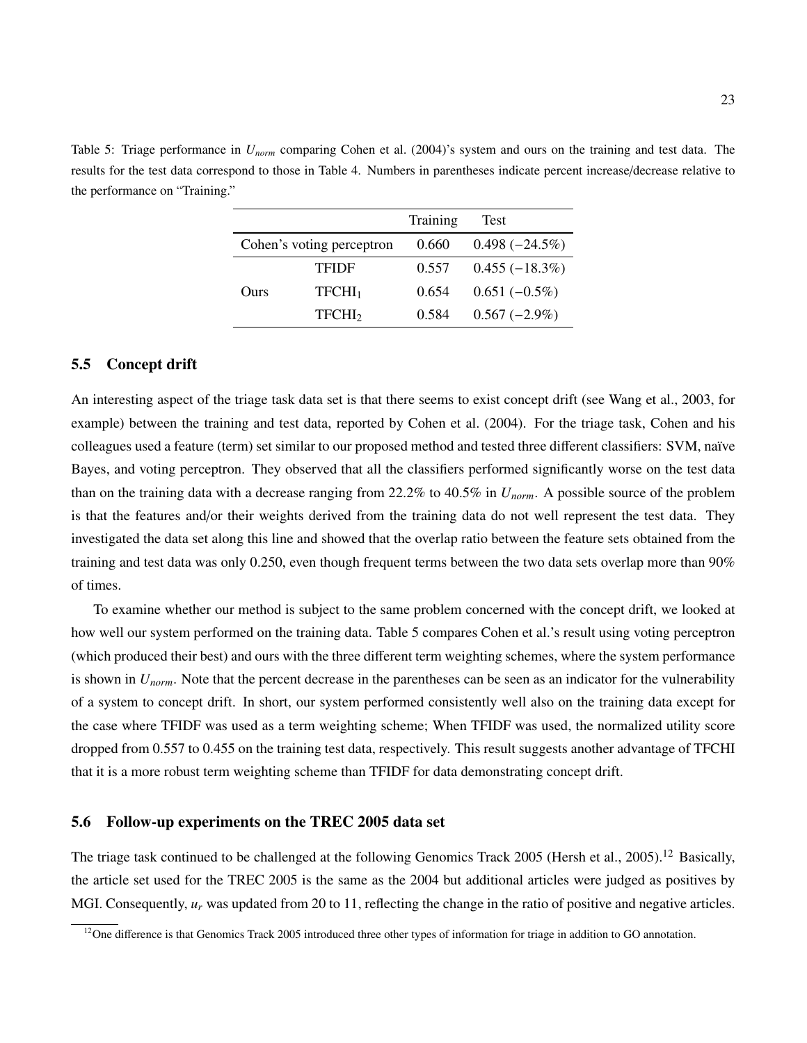Table 5: Triage performance in $U_{norm}$ comparing Cohen et al. (2004)'s system and ours on the training and test data. The results for the test data correspond to those in Table 4. Numbers in parentheses indicate percent increase/decrease relative to the performance on "Training."

| | | Training | Test |
|---|---|---|---|
| Cohen's voting perceptron | | 0.660 | 0.498 (−24.5%) |
| Ours | TFIDF | 0.557 | 0.455 (−18.3%) |
| | $TFCHI_1$ | 0.654 | 0.651 (−0.5%) |
| | $TFCHI_2$ | 0.584 | 0.567 (−2.9%) |

### 5.5 Concept drift

An interesting aspect of the triage task data set is that there seems to exist concept drift (see Wang et al., 2003, for example) between the training and test data, reported by Cohen et al. (2004). For the triage task, Cohen and his colleagues used a feature (term) set similar to our proposed method and tested three different classifiers: SVM, naïve Bayes, and voting perceptron. They observed that all the classifiers performed significantly worse on the test data than on the training data with a decrease ranging from 22.2% to 40.5% in $U_{norm}$. A possible source of the problem is that the features and/or their weights derived from the training data do not well represent the test data. They investigated the data set along this line and showed that the overlap ratio between the feature sets obtained from the training and test data was only 0.250, even though frequent terms between the two data sets overlap more than 90% of times.

To examine whether our method is subject to the same problem concerned with the concept drift, we looked at how well our system performed on the training data. Table 5 compares Cohen et al.'s result using voting perceptron (which produced their best) and ours with the three different term weighting schemes, where the system performance is shown in $U_{norm}$. Note that the percent decrease in the parentheses can be seen as an indicator for the vulnerability of a system to concept drift. In short, our system performed consistently well also on the training data except for the case where TFIDF was used as a term weighting scheme; When TFIDF was used, the normalized utility score dropped from 0.557 to 0.455 on the training test data, respectively. This result suggests another advantage of TFCHI that it is a more robust term weighting scheme than TFIDF for data demonstrating concept drift.

### 5.6 Follow-up experiments on the TREC 2005 data set

The triage task continued to be challenged at the following Genomics Track 2005 (Hersh et al., 2005).[12] Basically, the article set used for the TREC 2005 is the same as the 2004 but additional articles were judged as positives by MGI. Consequently, $u_r$ was updated from 20 to 11, reflecting the change in the ratio of positive and negative articles.

[12] One difference is that Genomics Track 2005 introduced three other types of information for triage in addition to GO annotation.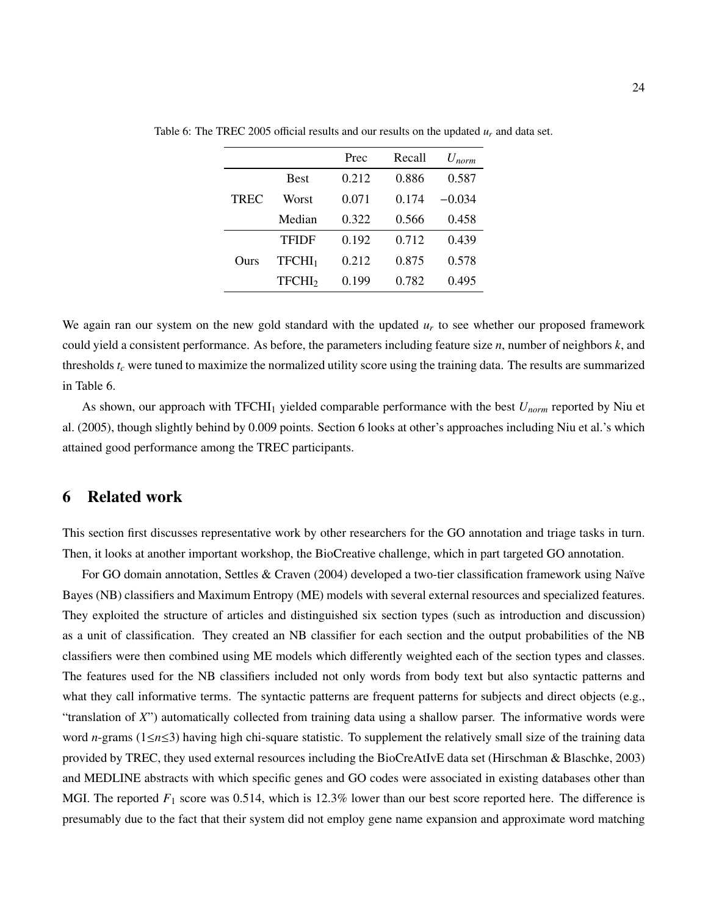Table 6: The TREC 2005 official results and our results on the updated $u_r$ and data set.

| | | Prec | Recall | $U_{norm}$ |
|---|---|---|---|---|
| TREC | Best | 0.212 | 0.886 | 0.587 |
| | Worst | 0.071 | 0.174 | −0.034 |
| | Median | 0.322 | 0.566 | 0.458 |
| Ours | TFIDF | 0.192 | 0.712 | 0.439 |
| | $\text{TFCHI}_1$ | 0.212 | 0.875 | 0.578 |
| | $\text{TFCHI}_2$ | 0.199 | 0.782 | 0.495 |

We again ran our system on the new gold standard with the updated $u_r$ to see whether our proposed framework could yield a consistent performance. As before, the parameters including feature size $n$, number of neighbors $k$, and thresholds $t_c$ were tuned to maximize the normalized utility score using the training data. The results are summarized in Table 6.

As shown, our approach with $\text{TFCHI}_1$ yielded comparable performance with the best $U_{norm}$ reported by Niu et al. (2005), though slightly behind by 0.009 points. Section 6 looks at other's approaches including Niu et al.'s which attained good performance among the TREC participants.

## 6 Related work

This section first discusses representative work by other researchers for the GO annotation and triage tasks in turn. Then, it looks at another important workshop, the BioCreative challenge, which in part targeted GO annotation.

For GO domain annotation, Settles & Craven (2004) developed a two-tier classification framework using Naïve Bayes (NB) classifiers and Maximum Entropy (ME) models with several external resources and specialized features. They exploited the structure of articles and distinguished six section types (such as introduction and discussion) as a unit of classification. They created an NB classifier for each section and the output probabilities of the NB classifiers were then combined using ME models which differently weighted each of the section types and classes. The features used for the NB classifiers included not only words from body text but also syntactic patterns and what they call informative terms. The syntactic patterns are frequent patterns for subjects and direct objects (e.g., "translation of *X*") automatically collected from training data using a shallow parser. The informative words were word $n$-grams ($1 \leq n \leq 3$) having high chi-square statistic. To supplement the relatively small size of the training data provided by TREC, they used external resources including the BioCreAtIvE data set (Hirschman & Blaschke, 2003) and MEDLINE abstracts with which specific genes and GO codes were associated in existing databases other than MGI. The reported $F_1$ score was 0.514, which is 12.3% lower than our best score reported here. The difference is presumably due to the fact that their system did not employ gene name expansion and approximate word matching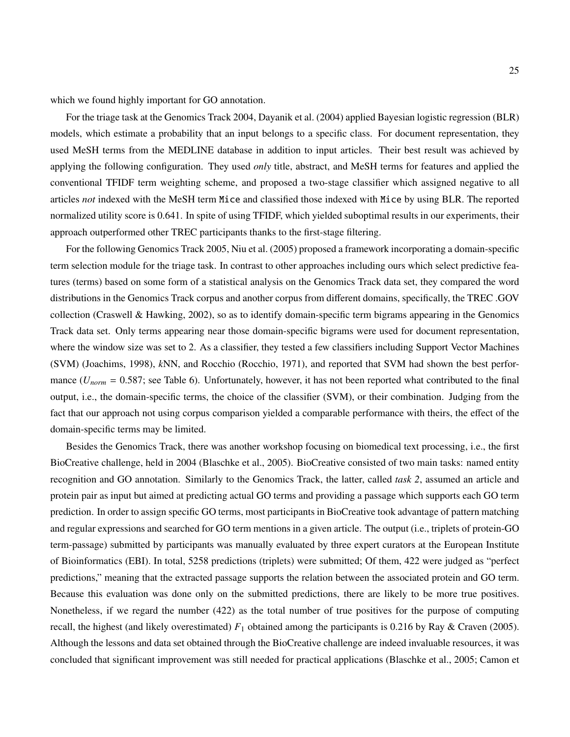which we found highly important for GO annotation.

For the triage task at the Genomics Track 2004, Dayanik et al. (2004) applied Bayesian logistic regression (BLR) models, which estimate a probability that an input belongs to a specific class. For document representation, they used MeSH terms from the MEDLINE database in addition to input articles. Their best result was achieved by applying the following configuration. They used *only* title, abstract, and MeSH terms for features and applied the conventional TFIDF term weighting scheme, and proposed a two-stage classifier which assigned negative to all articles *not* indexed with the MeSH term `Mice` and classified those indexed with `Mice` by using BLR. The reported normalized utility score is 0.641. In spite of using TFIDF, which yielded suboptimal results in our experiments, their approach outperformed other TREC participants thanks to the first-stage filtering.

For the following Genomics Track 2005, Niu et al. (2005) proposed a framework incorporating a domain-specific term selection module for the triage task. In contrast to other approaches including ours which select predictive features (terms) based on some form of a statistical analysis on the Genomics Track data set, they compared the word distributions in the Genomics Track corpus and another corpus from different domains, specifically, the TREC .GOV collection (Craswell & Hawking, 2002), so as to identify domain-specific term bigrams appearing in the Genomics Track data set. Only terms appearing near those domain-specific bigrams were used for document representation, where the window size was set to 2. As a classifier, they tested a few classifiers including Support Vector Machines (SVM) (Joachims, 1998), *k*NN, and Rocchio (Rocchio, 1971), and reported that SVM had shown the best performance ($U_{norm}$ = 0.587; see Table 6). Unfortunately, however, it has not been reported what contributed to the final output, i.e., the domain-specific terms, the choice of the classifier (SVM), or their combination. Judging from the fact that our approach not using corpus comparison yielded a comparable performance with theirs, the effect of the domain-specific terms may be limited.

Besides the Genomics Track, there was another workshop focusing on biomedical text processing, i.e., the first BioCreative challenge, held in 2004 (Blaschke et al., 2005). BioCreative consisted of two main tasks: named entity recognition and GO annotation. Similarly to the Genomics Track, the latter, called *task 2*, assumed an article and protein pair as input but aimed at predicting actual GO terms and providing a passage which supports each GO term prediction. In order to assign specific GO terms, most participants in BioCreative took advantage of pattern matching and regular expressions and searched for GO term mentions in a given article. The output (i.e., triplets of protein-GO term-passage) submitted by participants was manually evaluated by three expert curators at the European Institute of Bioinformatics (EBI). In total, 5258 predictions (triplets) were submitted; Of them, 422 were judged as "perfect predictions," meaning that the extracted passage supports the relation between the associated protein and GO term. Because this evaluation was done only on the submitted predictions, there are likely to be more true positives. Nonetheless, if we regard the number (422) as the total number of true positives for the purpose of computing recall, the highest (and likely overestimated) $F_1$ obtained among the participants is 0.216 by Ray & Craven (2005). Although the lessons and data set obtained through the BioCreative challenge are indeed invaluable resources, it was concluded that significant improvement was still needed for practical applications (Blaschke et al., 2005; Camon et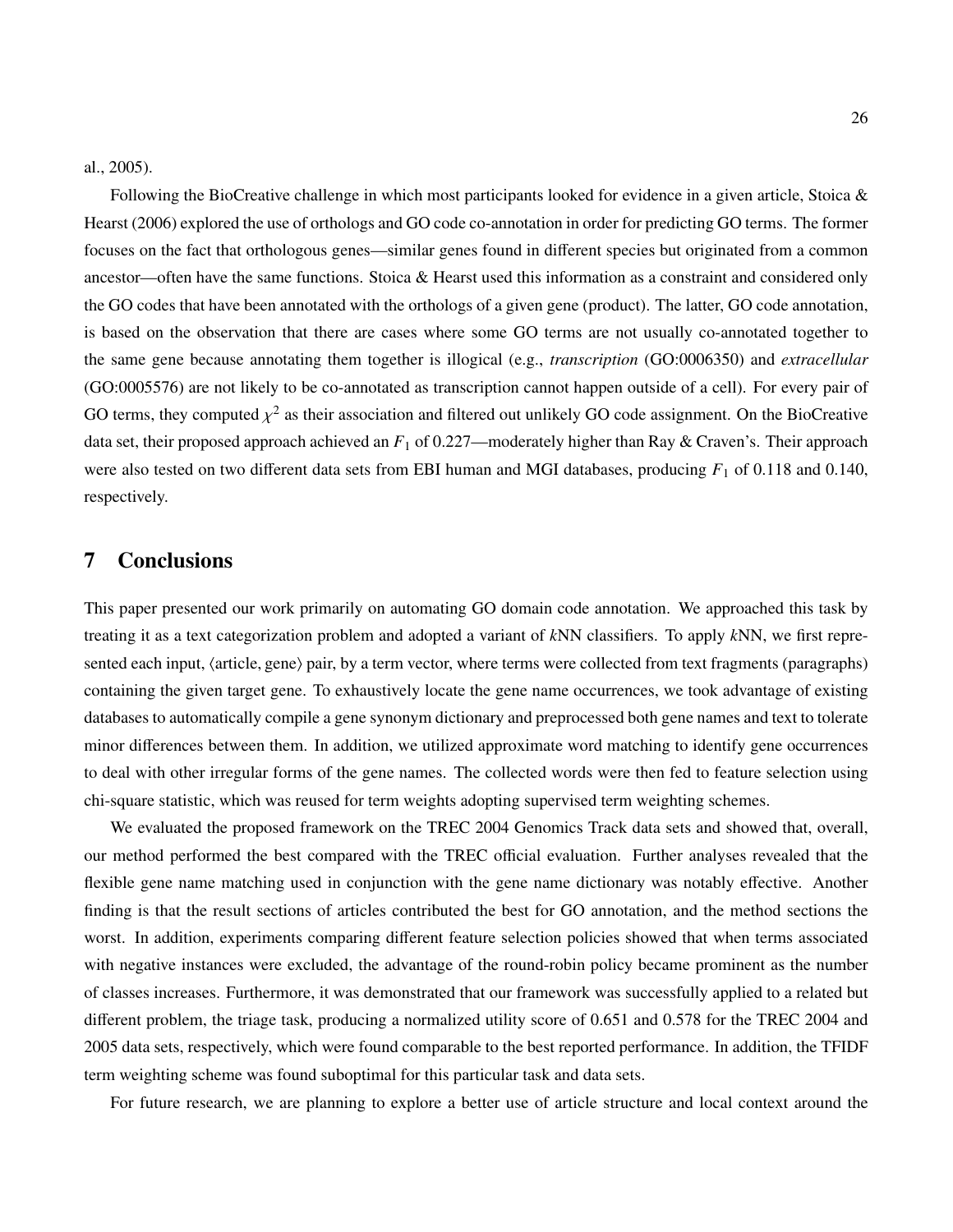al., 2005).

Following the BioCreative challenge in which most participants looked for evidence in a given article, Stoica & Hearst (2006) explored the use of orthologs and GO code co-annotation in order for predicting GO terms. The former focuses on the fact that orthologous genes—similar genes found in different species but originated from a common ancestor—often have the same functions. Stoica & Hearst used this information as a constraint and considered only the GO codes that have been annotated with the orthologs of a given gene (product). The latter, GO code annotation, is based on the observation that there are cases where some GO terms are not usually co-annotated together to the same gene because annotating them together is illogical (e.g., *transcription* (GO:0006350) and *extracellular* (GO:0005576) are not likely to be co-annotated as transcription cannot happen outside of a cell). For every pair of GO terms, they computed $\chi^2$ as their association and filtered out unlikely GO code assignment. On the BioCreative data set, their proposed approach achieved an $F_1$ of 0.227—moderately higher than Ray & Craven's. Their approach were also tested on two different data sets from EBI human and MGI databases, producing $F_1$ of 0.118 and 0.140, respectively.

# 7 Conclusions

This paper presented our work primarily on automating GO domain code annotation. We approached this task by treating it as a text categorization problem and adopted a variant of *k*NN classifiers. To apply *k*NN, we first represented each input, ⟨article, gene⟩ pair, by a term vector, where terms were collected from text fragments (paragraphs) containing the given target gene. To exhaustively locate the gene name occurrences, we took advantage of existing databases to automatically compile a gene synonym dictionary and preprocessed both gene names and text to tolerate minor differences between them. In addition, we utilized approximate word matching to identify gene occurrences to deal with other irregular forms of the gene names. The collected words were then fed to feature selection using chi-square statistic, which was reused for term weights adopting supervised term weighting schemes.

We evaluated the proposed framework on the TREC 2004 Genomics Track data sets and showed that, overall, our method performed the best compared with the TREC official evaluation. Further analyses revealed that the flexible gene name matching used in conjunction with the gene name dictionary was notably effective. Another finding is that the result sections of articles contributed the best for GO annotation, and the method sections the worst. In addition, experiments comparing different feature selection policies showed that when terms associated with negative instances were excluded, the advantage of the round-robin policy became prominent as the number of classes increases. Furthermore, it was demonstrated that our framework was successfully applied to a related but different problem, the triage task, producing a normalized utility score of 0.651 and 0.578 for the TREC 2004 and 2005 data sets, respectively, which were found comparable to the best reported performance. In addition, the TFIDF term weighting scheme was found suboptimal for this particular task and data sets.

For future research, we are planning to explore a better use of article structure and local context around the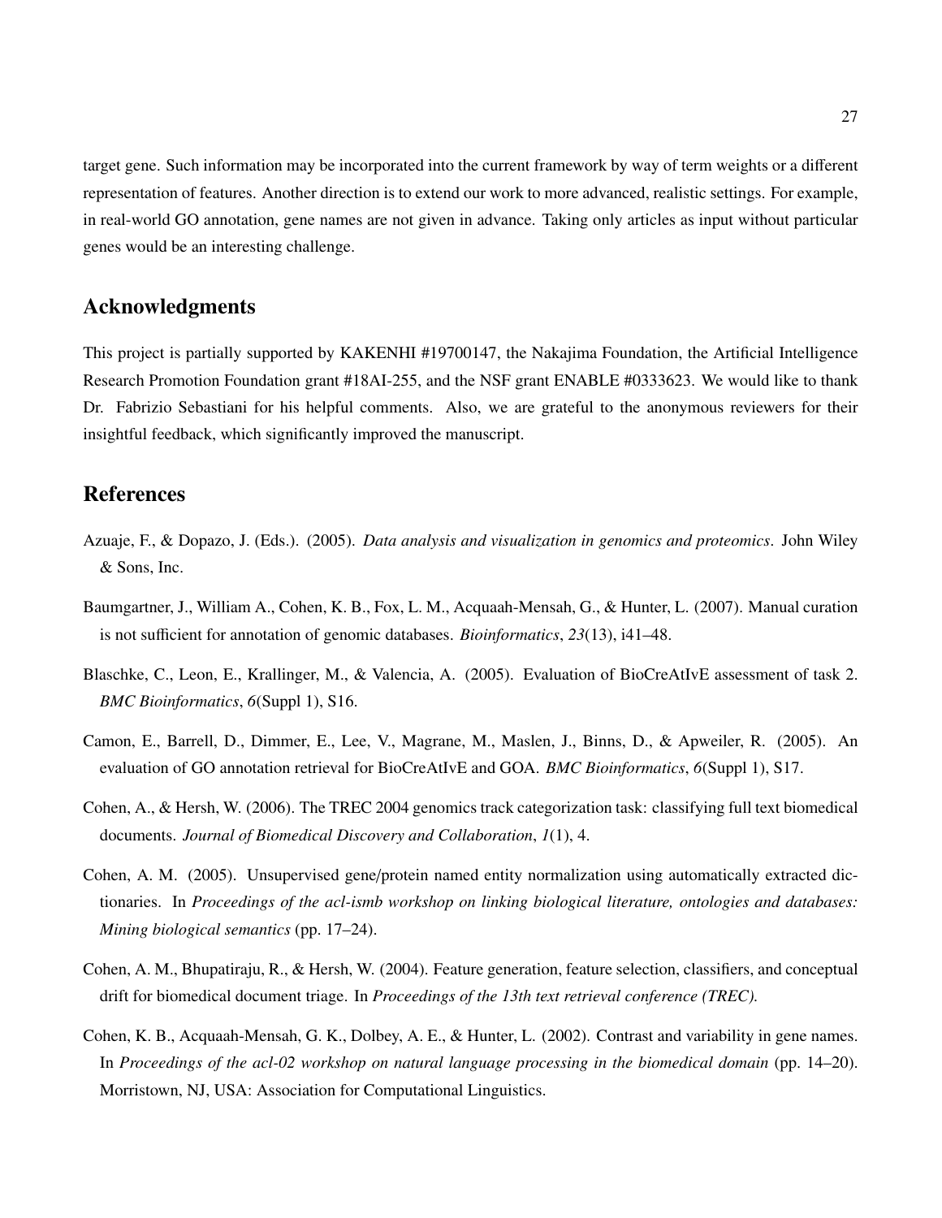target gene. Such information may be incorporated into the current framework by way of term weights or a different representation of features. Another direction is to extend our work to more advanced, realistic settings. For example, in real-world GO annotation, gene names are not given in advance. Taking only articles as input without particular genes would be an interesting challenge.

## Acknowledgments

This project is partially supported by KAKENHI #19700147, the Nakajima Foundation, the Artificial Intelligence Research Promotion Foundation grant #18AI-255, and the NSF grant ENABLE #0333623. We would like to thank Dr. Fabrizio Sebastiani for his helpful comments. Also, we are grateful to the anonymous reviewers for their insightful feedback, which significantly improved the manuscript.

## References

Azuaje, F., & Dopazo, J. (Eds.). (2005). *Data analysis and visualization in genomics and proteomics*. John Wiley & Sons, Inc.

Baumgartner, J., William A., Cohen, K. B., Fox, L. M., Acquaah-Mensah, G., & Hunter, L. (2007). Manual curation is not sufficient for annotation of genomic databases. *Bioinformatics*, *23*(13), i41–48.

Blaschke, C., Leon, E., Krallinger, M., & Valencia, A. (2005). Evaluation of BioCreAtIvE assessment of task 2. *BMC Bioinformatics*, *6*(Suppl 1), S16.

Camon, E., Barrell, D., Dimmer, E., Lee, V., Magrane, M., Maslen, J., Binns, D., & Apweiler, R. (2005). An evaluation of GO annotation retrieval for BioCreAtIvE and GOA. *BMC Bioinformatics*, *6*(Suppl 1), S17.

Cohen, A., & Hersh, W. (2006). The TREC 2004 genomics track categorization task: classifying full text biomedical documents. *Journal of Biomedical Discovery and Collaboration*, *1*(1), 4.

Cohen, A. M. (2005). Unsupervised gene/protein named entity normalization using automatically extracted dictionaries. In *Proceedings of the acl-ismb workshop on linking biological literature, ontologies and databases: Mining biological semantics* (pp. 17–24).

Cohen, A. M., Bhupatiraju, R., & Hersh, W. (2004). Feature generation, feature selection, classifiers, and conceptual drift for biomedical document triage. In *Proceedings of the 13th text retrieval conference (TREC).*

Cohen, K. B., Acquaah-Mensah, G. K., Dolbey, A. E., & Hunter, L. (2002). Contrast and variability in gene names. In *Proceedings of the acl-02 workshop on natural language processing in the biomedical domain* (pp. 14–20). Morristown, NJ, USA: Association for Computational Linguistics.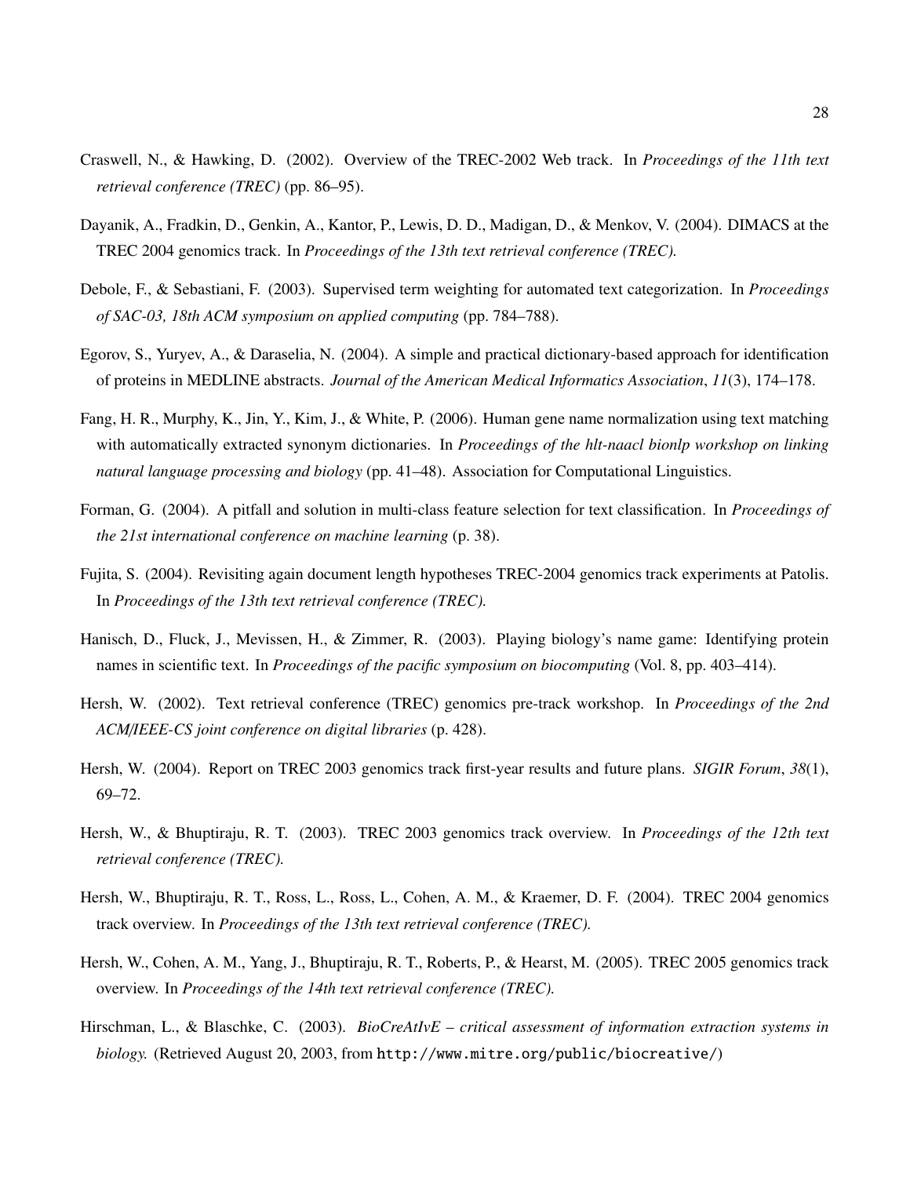Craswell, N., & Hawking, D. (2002). Overview of the TREC-2002 Web track. In *Proceedings of the 11th text retrieval conference (TREC)* (pp. 86–95).

Dayanik, A., Fradkin, D., Genkin, A., Kantor, P., Lewis, D. D., Madigan, D., & Menkov, V. (2004). DIMACS at the TREC 2004 genomics track. In *Proceedings of the 13th text retrieval conference (TREC).*

Debole, F., & Sebastiani, F. (2003). Supervised term weighting for automated text categorization. In *Proceedings of SAC-03, 18th ACM symposium on applied computing* (pp. 784–788).

Egorov, S., Yuryev, A., & Daraselia, N. (2004). A simple and practical dictionary-based approach for identification of proteins in MEDLINE abstracts. *Journal of the American Medical Informatics Association*, *11*(3), 174–178.

Fang, H. R., Murphy, K., Jin, Y., Kim, J., & White, P. (2006). Human gene name normalization using text matching with automatically extracted synonym dictionaries. In *Proceedings of the hlt-naacl bionlp workshop on linking natural language processing and biology* (pp. 41–48). Association for Computational Linguistics.

Forman, G. (2004). A pitfall and solution in multi-class feature selection for text classification. In *Proceedings of the 21st international conference on machine learning* (p. 38).

Fujita, S. (2004). Revisiting again document length hypotheses TREC-2004 genomics track experiments at Patolis. In *Proceedings of the 13th text retrieval conference (TREC).*

Hanisch, D., Fluck, J., Mevissen, H., & Zimmer, R. (2003). Playing biology's name game: Identifying protein names in scientific text. In *Proceedings of the pacific symposium on biocomputing* (Vol. 8, pp. 403–414).

Hersh, W. (2002). Text retrieval conference (TREC) genomics pre-track workshop. In *Proceedings of the 2nd ACM/IEEE-CS joint conference on digital libraries* (p. 428).

Hersh, W. (2004). Report on TREC 2003 genomics track first-year results and future plans. *SIGIR Forum*, *38*(1), 69–72.

Hersh, W., & Bhuptiraju, R. T. (2003). TREC 2003 genomics track overview. In *Proceedings of the 12th text retrieval conference (TREC).*

Hersh, W., Bhuptiraju, R. T., Ross, L., Ross, L., Cohen, A. M., & Kraemer, D. F. (2004). TREC 2004 genomics track overview. In *Proceedings of the 13th text retrieval conference (TREC).*

Hersh, W., Cohen, A. M., Yang, J., Bhuptiraju, R. T., Roberts, P., & Hearst, M. (2005). TREC 2005 genomics track overview. In *Proceedings of the 14th text retrieval conference (TREC).*

Hirschman, L., & Blaschke, C. (2003). *BioCreAtIvE – critical assessment of information extraction systems in biology.* (Retrieved August 20, 2003, from http://www.mitre.org/public/biocreative/)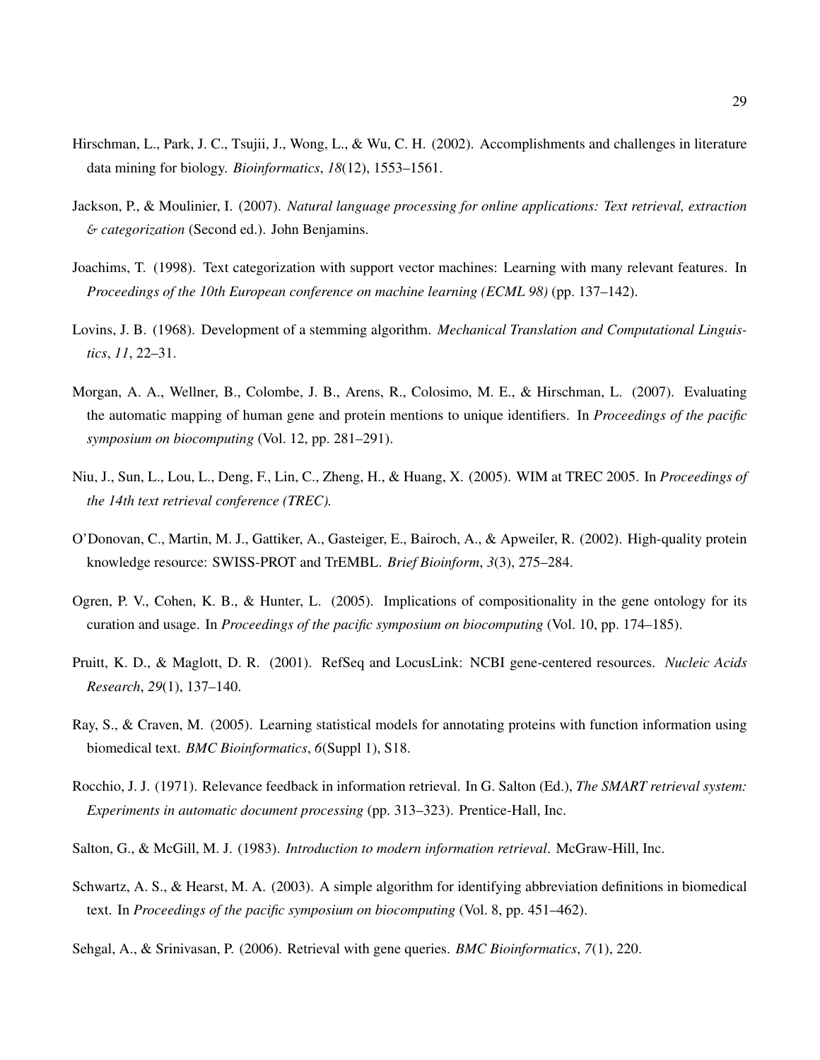Hirschman, L., Park, J. C., Tsujii, J., Wong, L., & Wu, C. H. (2002). Accomplishments and challenges in literature data mining for biology. *Bioinformatics*, *18*(12), 1553–1561.

Jackson, P., & Moulinier, I. (2007). *Natural language processing for online applications: Text retrieval, extraction & categorization* (Second ed.). John Benjamins.

Joachims, T. (1998). Text categorization with support vector machines: Learning with many relevant features. In *Proceedings of the 10th European conference on machine learning (ECML 98)* (pp. 137–142).

Lovins, J. B. (1968). Development of a stemming algorithm. *Mechanical Translation and Computational Linguistics*, *11*, 22–31.

Morgan, A. A., Wellner, B., Colombe, J. B., Arens, R., Colosimo, M. E., & Hirschman, L. (2007). Evaluating the automatic mapping of human gene and protein mentions to unique identifiers. In *Proceedings of the pacific symposium on biocomputing* (Vol. 12, pp. 281–291).

Niu, J., Sun, L., Lou, L., Deng, F., Lin, C., Zheng, H., & Huang, X. (2005). WIM at TREC 2005. In *Proceedings of the 14th text retrieval conference (TREC).*

O'Donovan, C., Martin, M. J., Gattiker, A., Gasteiger, E., Bairoch, A., & Apweiler, R. (2002). High-quality protein knowledge resource: SWISS-PROT and TrEMBL. *Brief Bioinform*, *3*(3), 275–284.

Ogren, P. V., Cohen, K. B., & Hunter, L. (2005). Implications of compositionality in the gene ontology for its curation and usage. In *Proceedings of the pacific symposium on biocomputing* (Vol. 10, pp. 174–185).

Pruitt, K. D., & Maglott, D. R. (2001). RefSeq and LocusLink: NCBI gene-centered resources. *Nucleic Acids Research*, *29*(1), 137–140.

Ray, S., & Craven, M. (2005). Learning statistical models for annotating proteins with function information using biomedical text. *BMC Bioinformatics*, *6*(Suppl 1), S18.

Rocchio, J. J. (1971). Relevance feedback in information retrieval. In G. Salton (Ed.), *The SMART retrieval system: Experiments in automatic document processing* (pp. 313–323). Prentice-Hall, Inc.

Salton, G., & McGill, M. J. (1983). *Introduction to modern information retrieval*. McGraw-Hill, Inc.

Schwartz, A. S., & Hearst, M. A. (2003). A simple algorithm for identifying abbreviation definitions in biomedical text. In *Proceedings of the pacific symposium on biocomputing* (Vol. 8, pp. 451–462).

Sehgal, A., & Srinivasan, P. (2006). Retrieval with gene queries. *BMC Bioinformatics*, *7*(1), 220.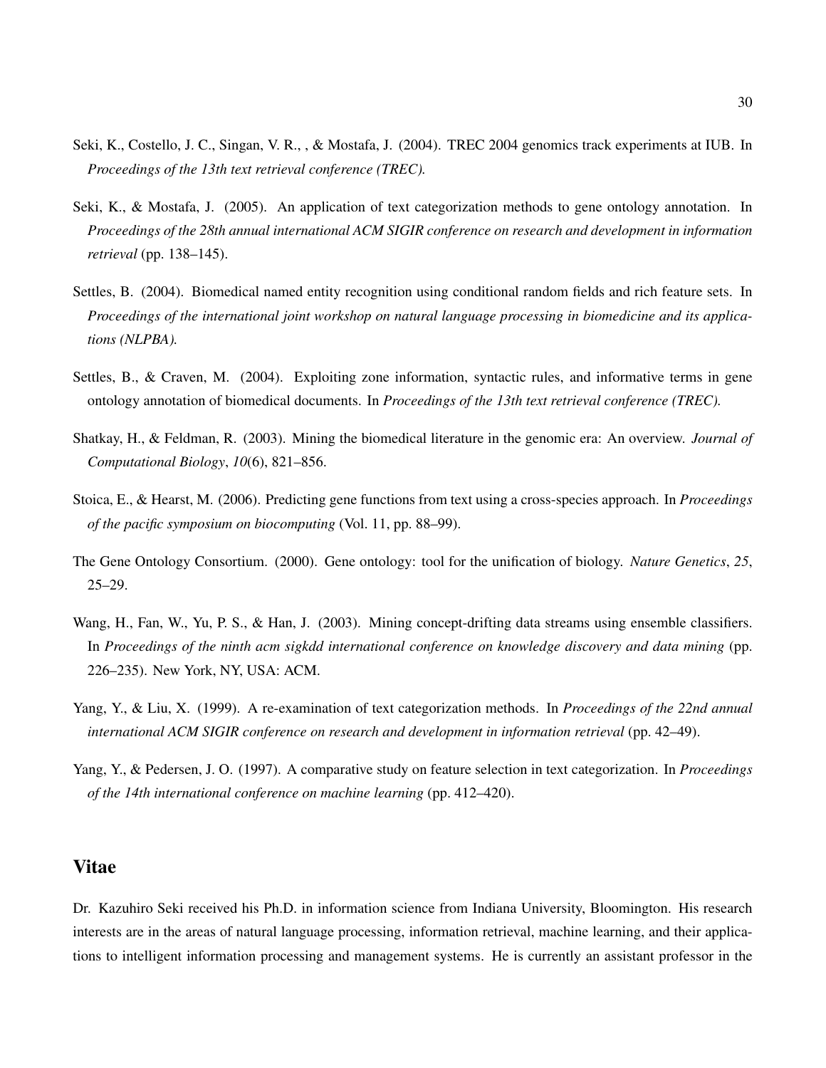Seki, K., Costello, J. C., Singan, V. R., , & Mostafa, J. (2004). TREC 2004 genomics track experiments at IUB. In *Proceedings of the 13th text retrieval conference (TREC).*

Seki, K., & Mostafa, J. (2005). An application of text categorization methods to gene ontology annotation. In *Proceedings of the 28th annual international ACM SIGIR conference on research and development in information retrieval* (pp. 138–145).

Settles, B. (2004). Biomedical named entity recognition using conditional random fields and rich feature sets. In *Proceedings of the international joint workshop on natural language processing in biomedicine and its applications (NLPBA).*

Settles, B., & Craven, M. (2004). Exploiting zone information, syntactic rules, and informative terms in gene ontology annotation of biomedical documents. In *Proceedings of the 13th text retrieval conference (TREC).*

Shatkay, H., & Feldman, R. (2003). Mining the biomedical literature in the genomic era: An overview. *Journal of Computational Biology*, *10*(6), 821–856.

Stoica, E., & Hearst, M. (2006). Predicting gene functions from text using a cross-species approach. In *Proceedings of the pacific symposium on biocomputing* (Vol. 11, pp. 88–99).

The Gene Ontology Consortium. (2000). Gene ontology: tool for the unification of biology. *Nature Genetics*, *25*, 25–29.

Wang, H., Fan, W., Yu, P. S., & Han, J. (2003). Mining concept-drifting data streams using ensemble classifiers. In *Proceedings of the ninth acm sigkdd international conference on knowledge discovery and data mining* (pp. 226–235). New York, NY, USA: ACM.

Yang, Y., & Liu, X. (1999). A re-examination of text categorization methods. In *Proceedings of the 22nd annual international ACM SIGIR conference on research and development in information retrieval* (pp. 42–49).

Yang, Y., & Pedersen, J. O. (1997). A comparative study on feature selection in text categorization. In *Proceedings of the 14th international conference on machine learning* (pp. 412–420).

## Vitae

Dr. Kazuhiro Seki received his Ph.D. in information science from Indiana University, Bloomington. His research interests are in the areas of natural language processing, information retrieval, machine learning, and their applications to intelligent information processing and management systems. He is currently an assistant professor in the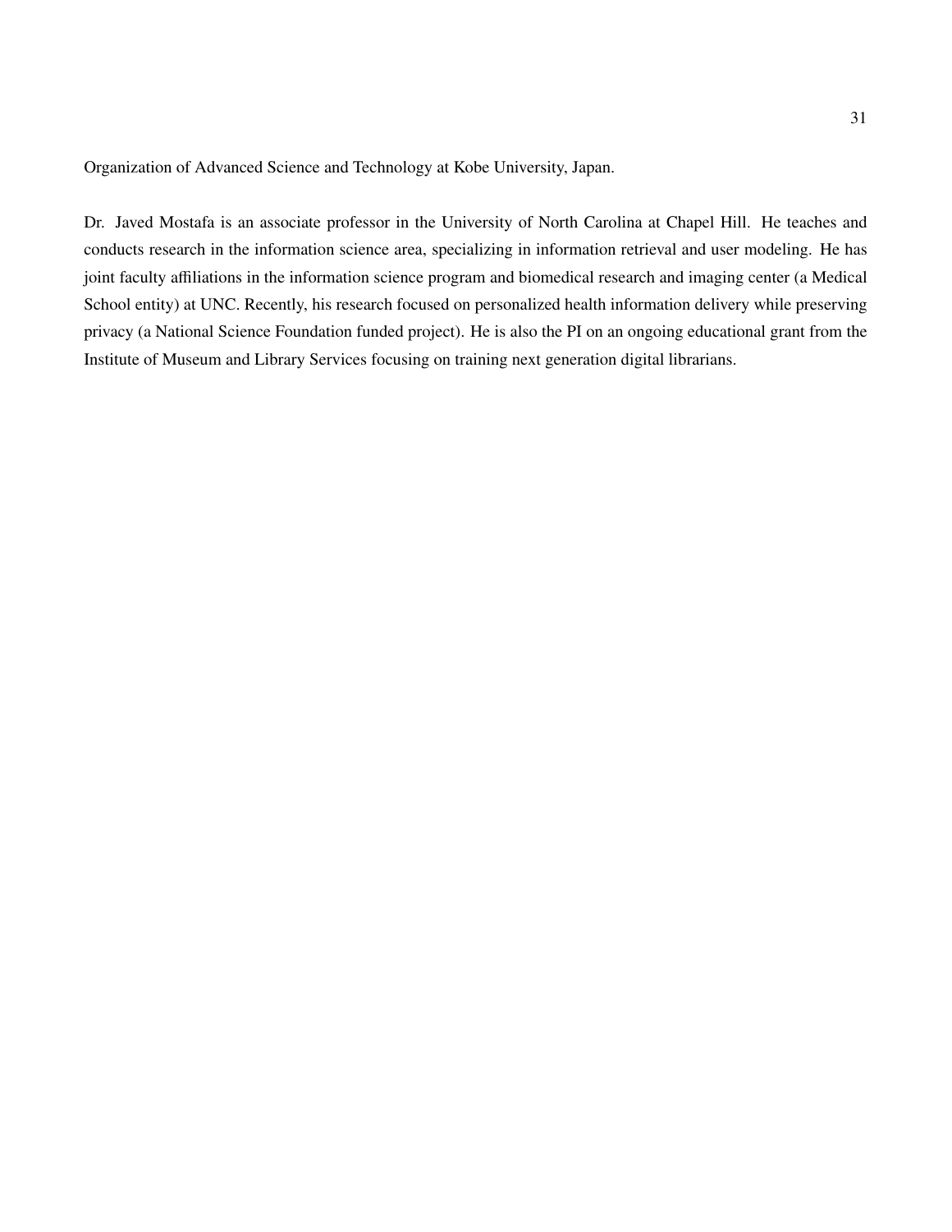Organization of Advanced Science and Technology at Kobe University, Japan.

Dr. Javed Mostafa is an associate professor in the University of North Carolina at Chapel Hill. He teaches and conducts research in the information science area, specializing in information retrieval and user modeling. He has joint faculty affiliations in the information science program and biomedical research and imaging center (a Medical School entity) at UNC. Recently, his research focused on personalized health information delivery while preserving privacy (a National Science Foundation funded project). He is also the PI on an ongoing educational grant from the Institute of Museum and Library Services focusing on training next generation digital librarians.